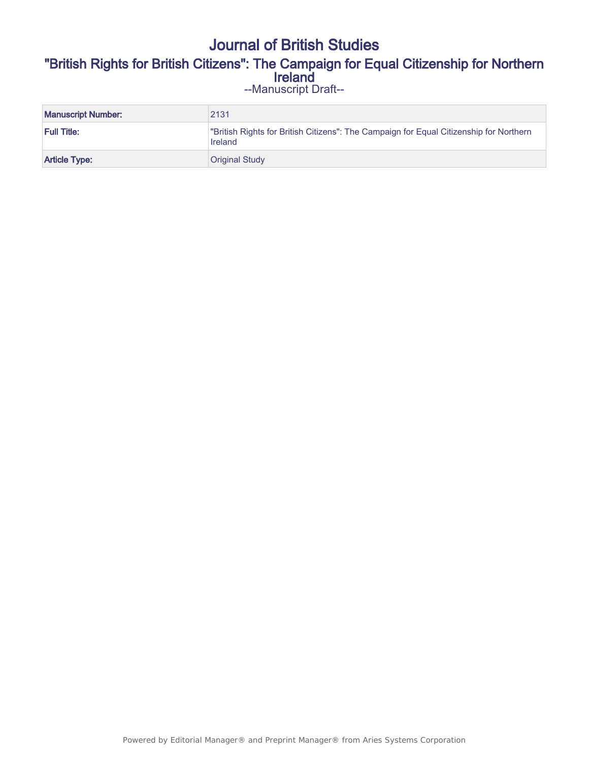# Journal of British Studies

## "British Rights for British Citizens": The Campaign for Equal Citizenship for Northern Ireland

--Manuscript Draft--

| | |
|---|---|
| **Manuscript Number:** | 2131 |
| **Full Title:** | "British Rights for British Citizens": The Campaign for Equal Citizenship for Northern Ireland |
| **Article Type:** | Original Study |

Powered by Editorial Manager® and Preprint Manager® from Aries Systems Corporation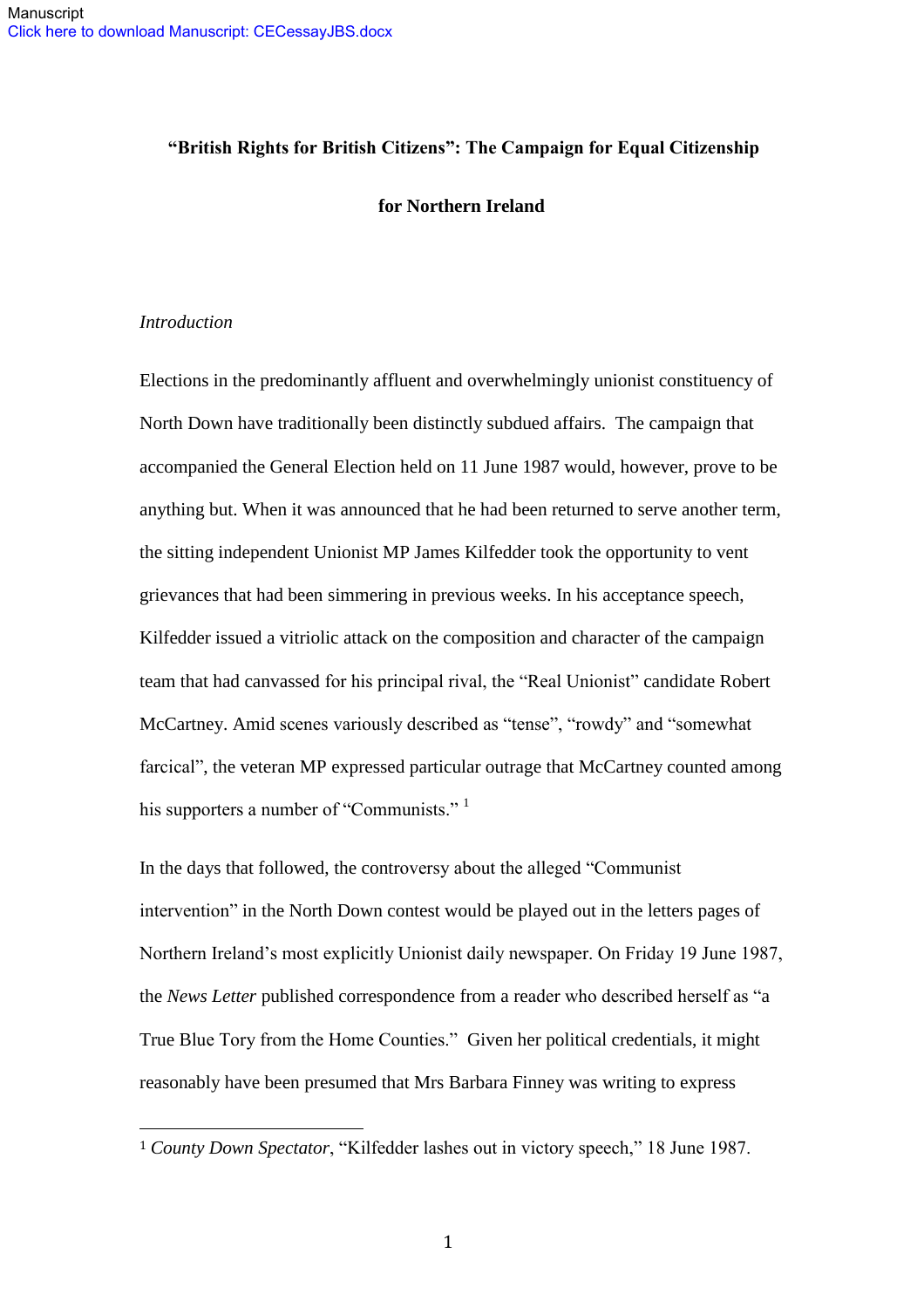Manuscript
Click here to download Manuscript: CECessayJBS.docx

# "British Rights for British Citizens": The Campaign for Equal Citizenship for Northern Ireland

*Introduction*

Elections in the predominantly affluent and overwhelmingly unionist constituency of North Down have traditionally been distinctly subdued affairs. The campaign that accompanied the General Election held on 11 June 1987 would, however, prove to be anything but. When it was announced that he had been returned to serve another term, the sitting independent Unionist MP James Kilfedder took the opportunity to vent grievances that had been simmering in previous weeks. In his acceptance speech, Kilfedder issued a vitriolic attack on the composition and character of the campaign team that had canvassed for his principal rival, the "Real Unionist" candidate Robert McCartney. Amid scenes variously described as "tense", "rowdy" and "somewhat farcical", the veteran MP expressed particular outrage that McCartney counted among his supporters a number of "Communists." [1]

In the days that followed, the controversy about the alleged "Communist intervention" in the North Down contest would be played out in the letters pages of Northern Ireland's most explicitly Unionist daily newspaper. On Friday 19 June 1987, the *News Letter* published correspondence from a reader who described herself as "a True Blue Tory from the Home Counties." Given her political credentials, it might reasonably have been presumed that Mrs Barbara Finney was writing to express

[1] *County Down Spectator*, "Kilfedder lashes out in victory speech," 18 June 1987.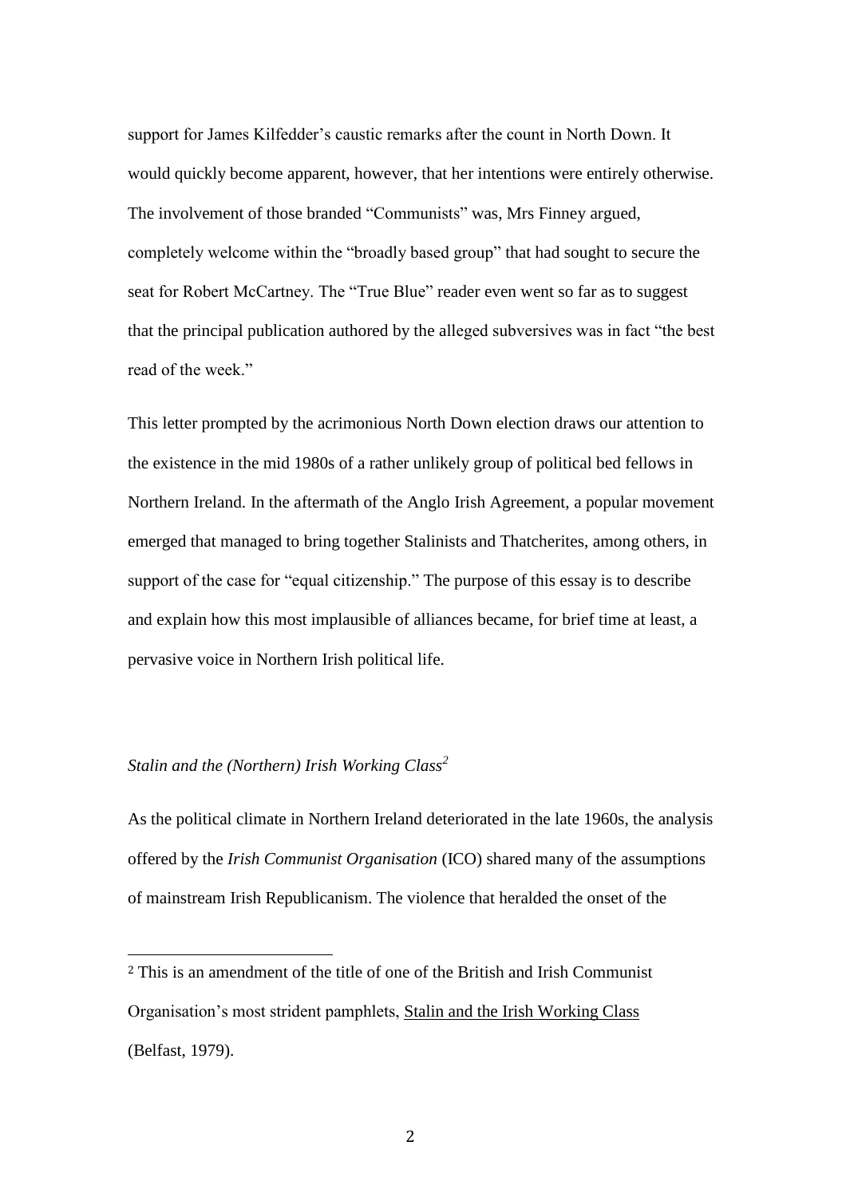support for James Kilfedder's caustic remarks after the count in North Down. It would quickly become apparent, however, that her intentions were entirely otherwise. The involvement of those branded "Communists" was, Mrs Finney argued, completely welcome within the "broadly based group" that had sought to secure the seat for Robert McCartney. The "True Blue" reader even went so far as to suggest that the principal publication authored by the alleged subversives was in fact "the best read of the week."

This letter prompted by the acrimonious North Down election draws our attention to the existence in the mid 1980s of a rather unlikely group of political bed fellows in Northern Ireland. In the aftermath of the Anglo Irish Agreement, a popular movement emerged that managed to bring together Stalinists and Thatcherites, among others, in support of the case for "equal citizenship." The purpose of this essay is to describe and explain how this most implausible of alliances became, for brief time at least, a pervasive voice in Northern Irish political life.

## *Stalin and the (Northern) Irish Working Class*[2]

As the political climate in Northern Ireland deteriorated in the late 1960s, the analysis offered by the *Irish Communist Organisation* (ICO) shared many of the assumptions of mainstream Irish Republicanism. The violence that heralded the onset of the

[2] This is an amendment of the title of one of the British and Irish Communist Organisation's most strident pamphlets, Stalin and the Irish Working Class (Belfast, 1979).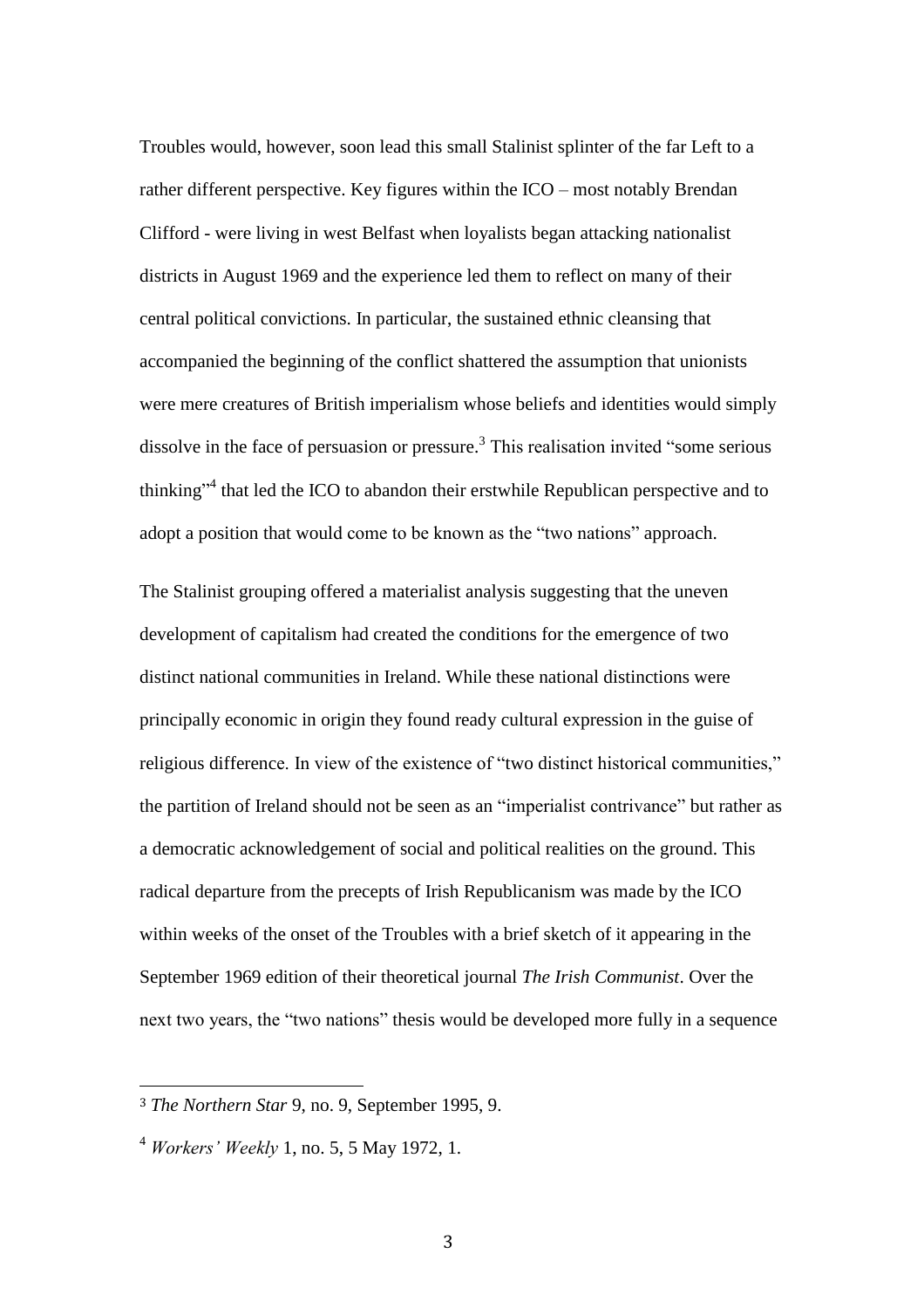Troubles would, however, soon lead this small Stalinist splinter of the far Left to a rather different perspective. Key figures within the ICO – most notably Brendan Clifford - were living in west Belfast when loyalists began attacking nationalist districts in August 1969 and the experience led them to reflect on many of their central political convictions. In particular, the sustained ethnic cleansing that accompanied the beginning of the conflict shattered the assumption that unionists were mere creatures of British imperialism whose beliefs and identities would simply dissolve in the face of persuasion or pressure.[3] This realisation invited "some serious thinking"[4] that led the ICO to abandon their erstwhile Republican perspective and to adopt a position that would come to be known as the "two nations" approach.

The Stalinist grouping offered a materialist analysis suggesting that the uneven development of capitalism had created the conditions for the emergence of two distinct national communities in Ireland. While these national distinctions were principally economic in origin they found ready cultural expression in the guise of religious difference. In view of the existence of "two distinct historical communities," the partition of Ireland should not be seen as an "imperialist contrivance" but rather as a democratic acknowledgement of social and political realities on the ground. This radical departure from the precepts of Irish Republicanism was made by the ICO within weeks of the onset of the Troubles with a brief sketch of it appearing in the September 1969 edition of their theoretical journal *The Irish Communist*. Over the next two years, the "two nations" thesis would be developed more fully in a sequence

---

[3] *The Northern Star* 9, no. 9, September 1995, 9.

[4] *Workers' Weekly* 1, no. 5, 5 May 1972, 1.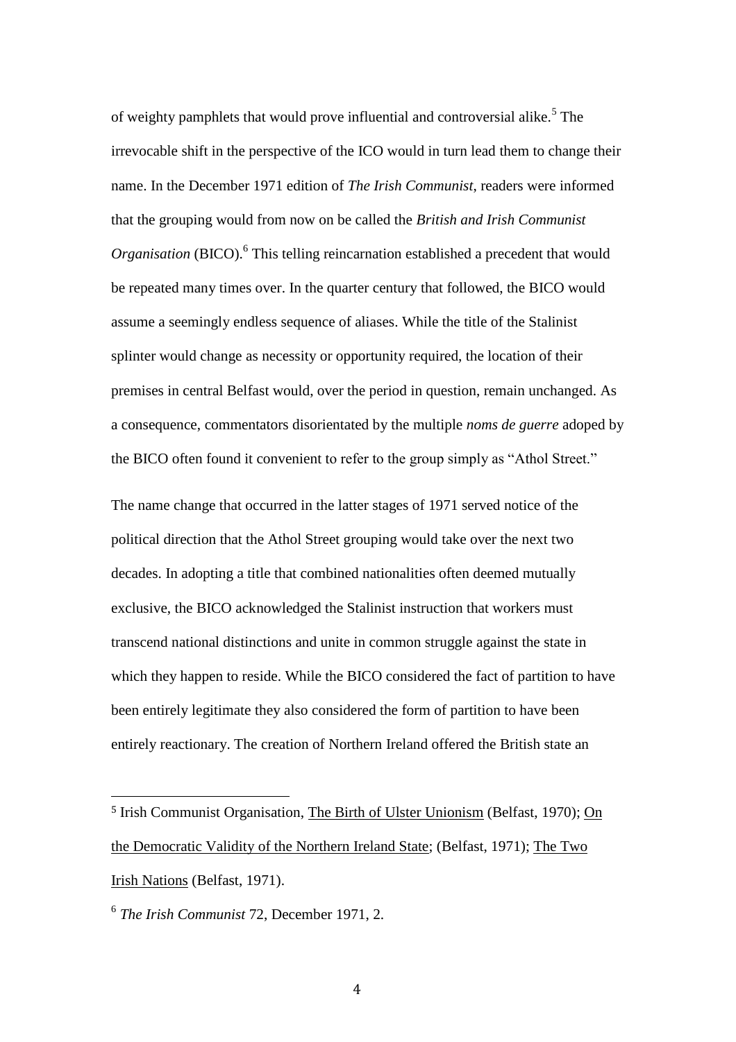of weighty pamphlets that would prove influential and controversial alike.[5] The irrevocable shift in the perspective of the ICO would in turn lead them to change their name. In the December 1971 edition of *The Irish Communist*, readers were informed that the grouping would from now on be called the *British and Irish Communist Organisation* (BICO).[6] This telling reincarnation established a precedent that would be repeated many times over. In the quarter century that followed, the BICO would assume a seemingly endless sequence of aliases. While the title of the Stalinist splinter would change as necessity or opportunity required, the location of their premises in central Belfast would, over the period in question, remain unchanged. As a consequence, commentators disorientated by the multiple *noms de guerre* adoped by the BICO often found it convenient to refer to the group simply as "Athol Street."

The name change that occurred in the latter stages of 1971 served notice of the political direction that the Athol Street grouping would take over the next two decades. In adopting a title that combined nationalities often deemed mutually exclusive, the BICO acknowledged the Stalinist instruction that workers must transcend national distinctions and unite in common struggle against the state in which they happen to reside. While the BICO considered the fact of partition to have been entirely legitimate they also considered the form of partition to have been entirely reactionary. The creation of Northern Ireland offered the British state an

---

[5] Irish Communist Organisation, The Birth of Ulster Unionism (Belfast, 1970); On the Democratic Validity of the Northern Ireland State; (Belfast, 1971); The Two Irish Nations (Belfast, 1971).

[6] *The Irish Communist* 72, December 1971, 2.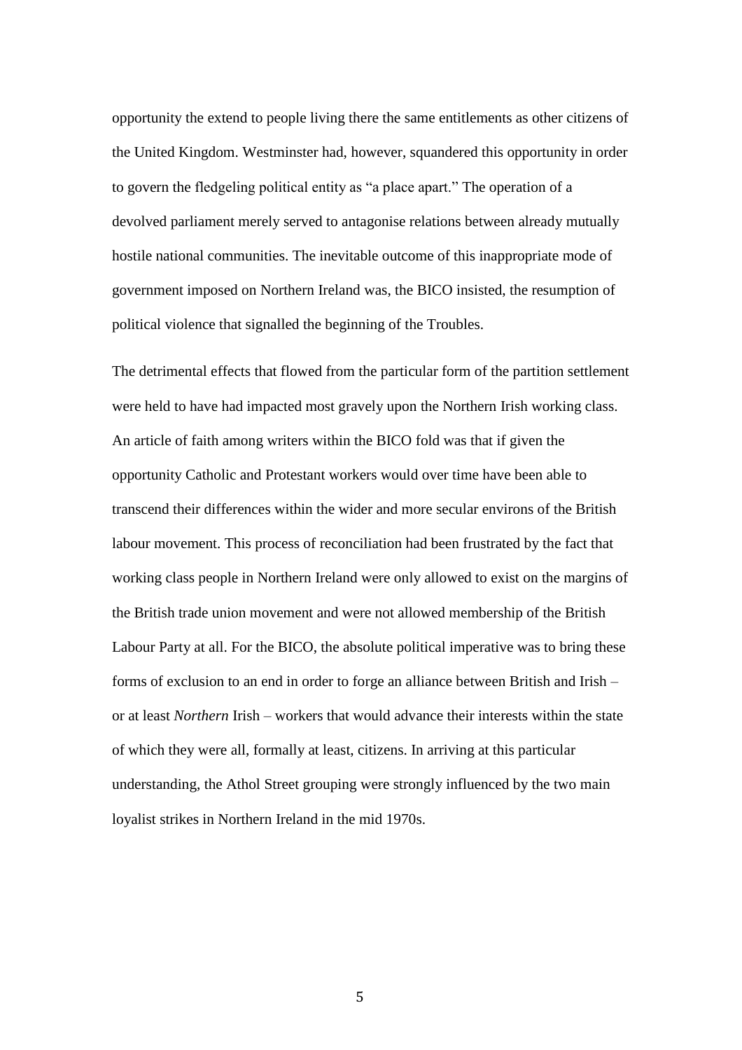opportunity the extend to people living there the same entitlements as other citizens of the United Kingdom. Westminster had, however, squandered this opportunity in order to govern the fledgeling political entity as "a place apart." The operation of a devolved parliament merely served to antagonise relations between already mutually hostile national communities. The inevitable outcome of this inappropriate mode of government imposed on Northern Ireland was, the BICO insisted, the resumption of political violence that signalled the beginning of the Troubles.

The detrimental effects that flowed from the particular form of the partition settlement were held to have had impacted most gravely upon the Northern Irish working class. An article of faith among writers within the BICO fold was that if given the opportunity Catholic and Protestant workers would over time have been able to transcend their differences within the wider and more secular environs of the British labour movement. This process of reconciliation had been frustrated by the fact that working class people in Northern Ireland were only allowed to exist on the margins of the British trade union movement and were not allowed membership of the British Labour Party at all. For the BICO, the absolute political imperative was to bring these forms of exclusion to an end in order to forge an alliance between British and Irish – or at least *Northern* Irish – workers that would advance their interests within the state of which they were all, formally at least, citizens. In arriving at this particular understanding, the Athol Street grouping were strongly influenced by the two main loyalist strikes in Northern Ireland in the mid 1970s.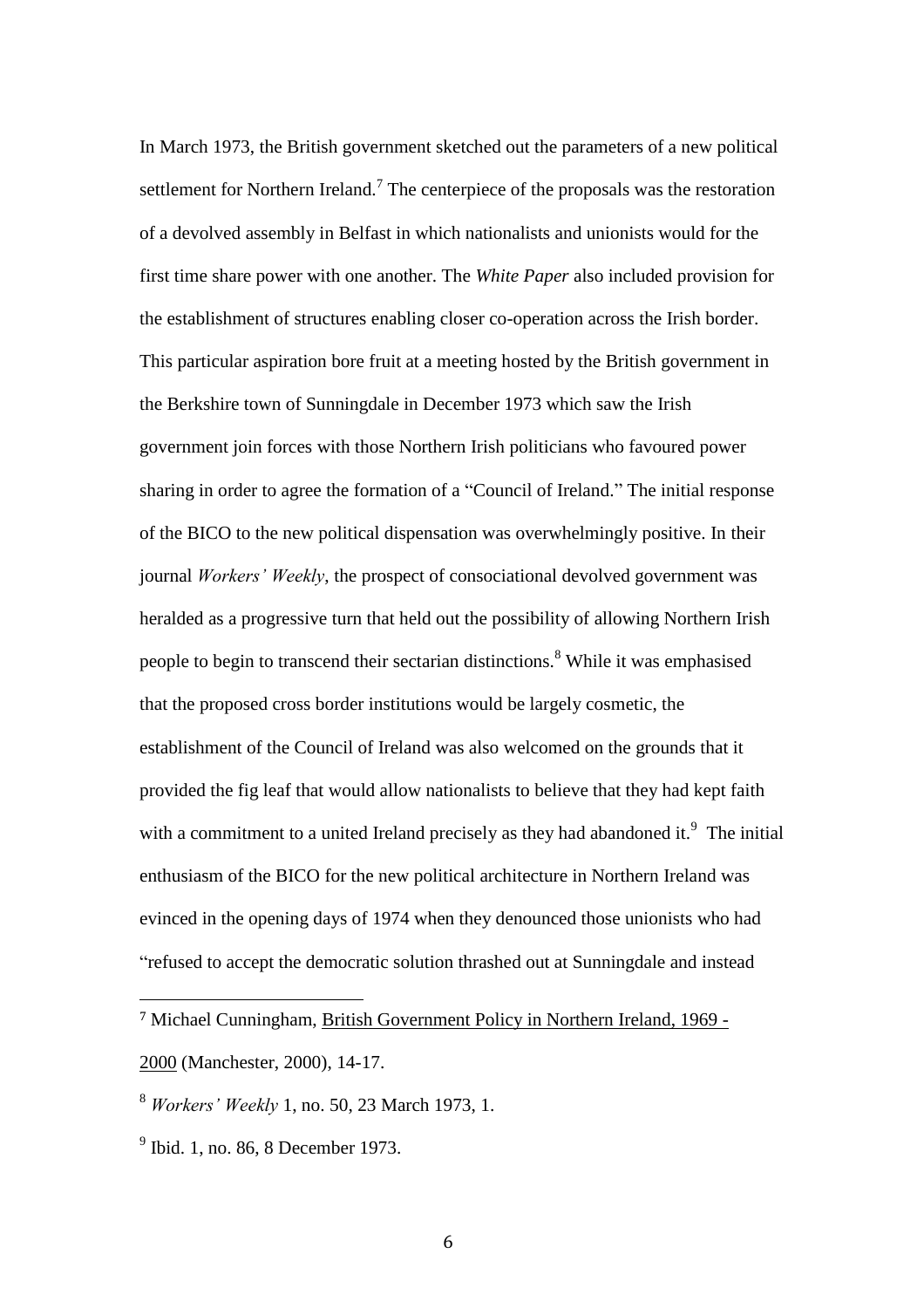In March 1973, the British government sketched out the parameters of a new political settlement for Northern Ireland.[7] The centerpiece of the proposals was the restoration of a devolved assembly in Belfast in which nationalists and unionists would for the first time share power with one another. The *White Paper* also included provision for the establishment of structures enabling closer co-operation across the Irish border. This particular aspiration bore fruit at a meeting hosted by the British government in the Berkshire town of Sunningdale in December 1973 which saw the Irish government join forces with those Northern Irish politicians who favoured power sharing in order to agree the formation of a "Council of Ireland." The initial response of the BICO to the new political dispensation was overwhelmingly positive. In their journal *Workers' Weekly*, the prospect of consociational devolved government was heralded as a progressive turn that held out the possibility of allowing Northern Irish people to begin to transcend their sectarian distinctions.[8] While it was emphasised that the proposed cross border institutions would be largely cosmetic, the establishment of the Council of Ireland was also welcomed on the grounds that it provided the fig leaf that would allow nationalists to believe that they had kept faith with a commitment to a united Ireland precisely as they had abandoned it.[9] The initial enthusiasm of the BICO for the new political architecture in Northern Ireland was evinced in the opening days of 1974 when they denounced those unionists who had "refused to accept the democratic solution thrashed out at Sunningdale and instead

---

[7] Michael Cunningham, British Government Policy in Northern Ireland, 1969 - 2000 (Manchester, 2000), 14-17.

[8] *Workers' Weekly* 1, no. 50, 23 March 1973, 1.

[9] Ibid. 1, no. 86, 8 December 1973.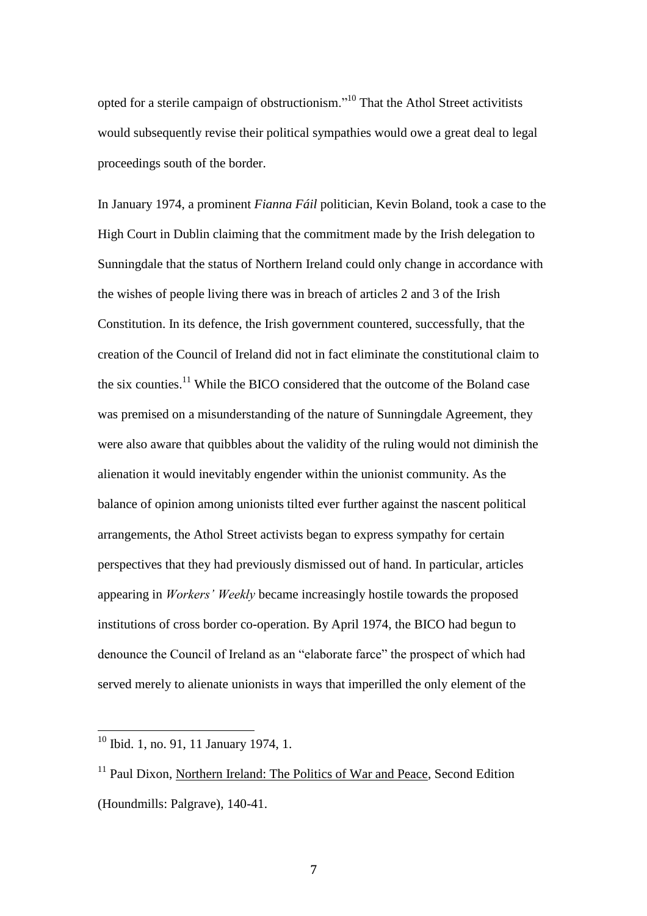opted for a sterile campaign of obstructionism."[10] That the Athol Street activitists would subsequently revise their political sympathies would owe a great deal to legal proceedings south of the border.

In January 1974, a prominent *Fianna Fáil* politician, Kevin Boland, took a case to the High Court in Dublin claiming that the commitment made by the Irish delegation to Sunningdale that the status of Northern Ireland could only change in accordance with the wishes of people living there was in breach of articles 2 and 3 of the Irish Constitution. In its defence, the Irish government countered, successfully, that the creation of the Council of Ireland did not in fact eliminate the constitutional claim to the six counties.[11] While the BICO considered that the outcome of the Boland case was premised on a misunderstanding of the nature of Sunningdale Agreement, they were also aware that quibbles about the validity of the ruling would not diminish the alienation it would inevitably engender within the unionist community. As the balance of opinion among unionists tilted ever further against the nascent political arrangements, the Athol Street activists began to express sympathy for certain perspectives that they had previously dismissed out of hand. In particular, articles appearing in *Workers' Weekly* became increasingly hostile towards the proposed institutions of cross border co-operation. By April 1974, the BICO had begun to denounce the Council of Ireland as an "elaborate farce" the prospect of which had served merely to alienate unionists in ways that imperilled the only element of the

---

[10] Ibid. 1, no. 91, 11 January 1974, 1.

[11] Paul Dixon, Northern Ireland: The Politics of War and Peace, Second Edition (Houndmills: Palgrave), 140-41.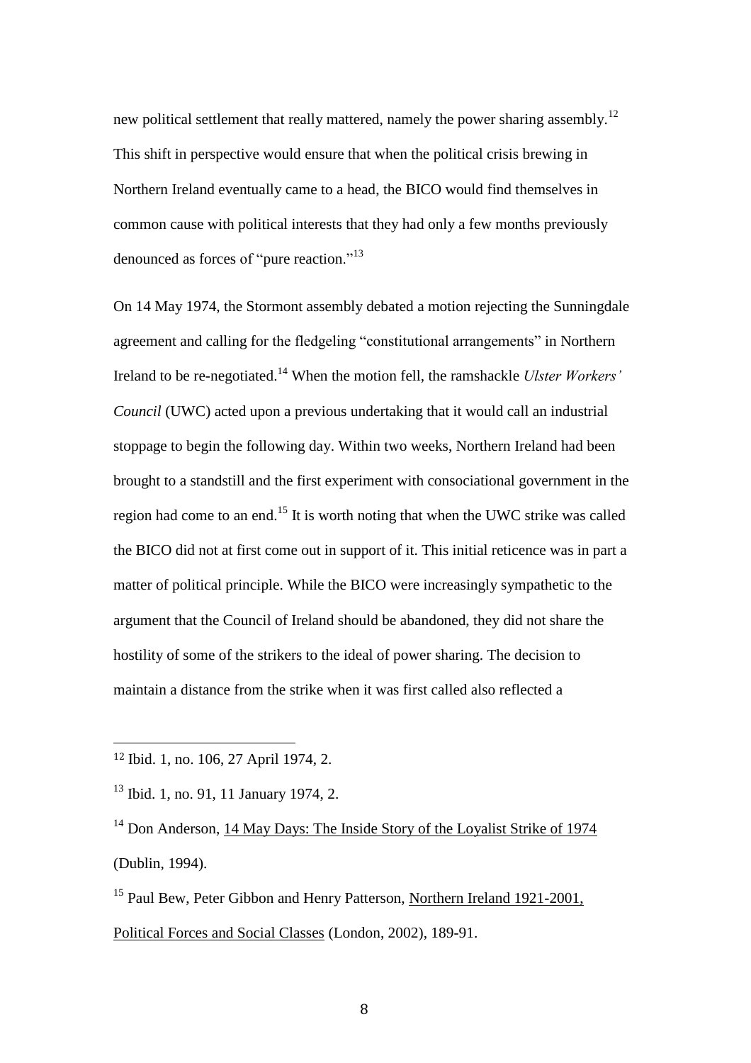new political settlement that really mattered, namely the power sharing assembly.[12] This shift in perspective would ensure that when the political crisis brewing in Northern Ireland eventually came to a head, the BICO would find themselves in common cause with political interests that they had only a few months previously denounced as forces of "pure reaction."[13]

On 14 May 1974, the Stormont assembly debated a motion rejecting the Sunningdale agreement and calling for the fledgeling "constitutional arrangements" in Northern Ireland to be re-negotiated.[14] When the motion fell, the ramshackle *Ulster Workers' Council* (UWC) acted upon a previous undertaking that it would call an industrial stoppage to begin the following day. Within two weeks, Northern Ireland had been brought to a standstill and the first experiment with consociational government in the region had come to an end.[15] It is worth noting that when the UWC strike was called the BICO did not at first come out in support of it. This initial reticence was in part a matter of political principle. While the BICO were increasingly sympathetic to the argument that the Council of Ireland should be abandoned, they did not share the hostility of some of the strikers to the ideal of power sharing. The decision to maintain a distance from the strike when it was first called also reflected a

---

[12] Ibid. 1, no. 106, 27 April 1974, 2.

[13] Ibid. 1, no. 91, 11 January 1974, 2.

[14] Don Anderson, 14 May Days: The Inside Story of the Loyalist Strike of 1974 (Dublin, 1994).

[15] Paul Bew, Peter Gibbon and Henry Patterson, Northern Ireland 1921-2001, Political Forces and Social Classes (London, 2002), 189-91.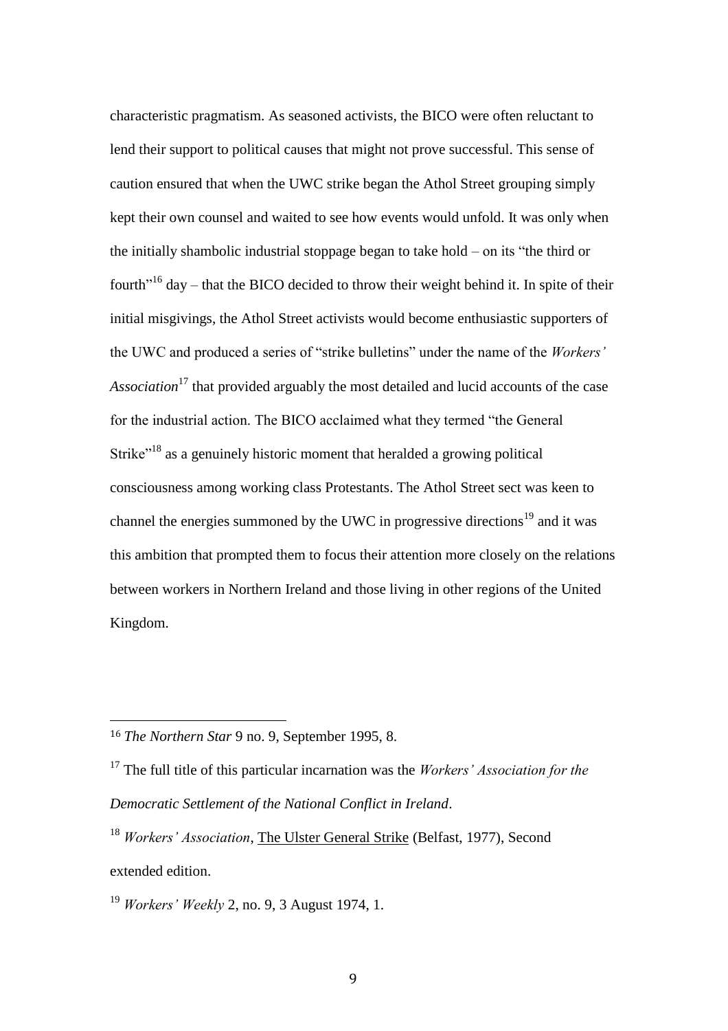characteristic pragmatism. As seasoned activists, the BICO were often reluctant to lend their support to political causes that might not prove successful. This sense of caution ensured that when the UWC strike began the Athol Street grouping simply kept their own counsel and waited to see how events would unfold. It was only when the initially shambolic industrial stoppage began to take hold – on its "the third or fourth"[16] day – that the BICO decided to throw their weight behind it. In spite of their initial misgivings, the Athol Street activists would become enthusiastic supporters of the UWC and produced a series of "strike bulletins" under the name of the *Workers' Association*[17] that provided arguably the most detailed and lucid accounts of the case for the industrial action. The BICO acclaimed what they termed "the General Strike"[18] as a genuinely historic moment that heralded a growing political consciousness among working class Protestants. The Athol Street sect was keen to channel the energies summoned by the UWC in progressive directions[19] and it was this ambition that prompted them to focus their attention more closely on the relations between workers in Northern Ireland and those living in other regions of the United Kingdom.

---

[16] *The Northern Star* 9 no. 9, September 1995, 8.

[17] The full title of this particular incarnation was the *Workers' Association for the Democratic Settlement of the National Conflict in Ireland*.

[18] *Workers' Association*, The Ulster General Strike (Belfast, 1977), Second extended edition.

[19] *Workers' Weekly* 2, no. 9, 3 August 1974, 1.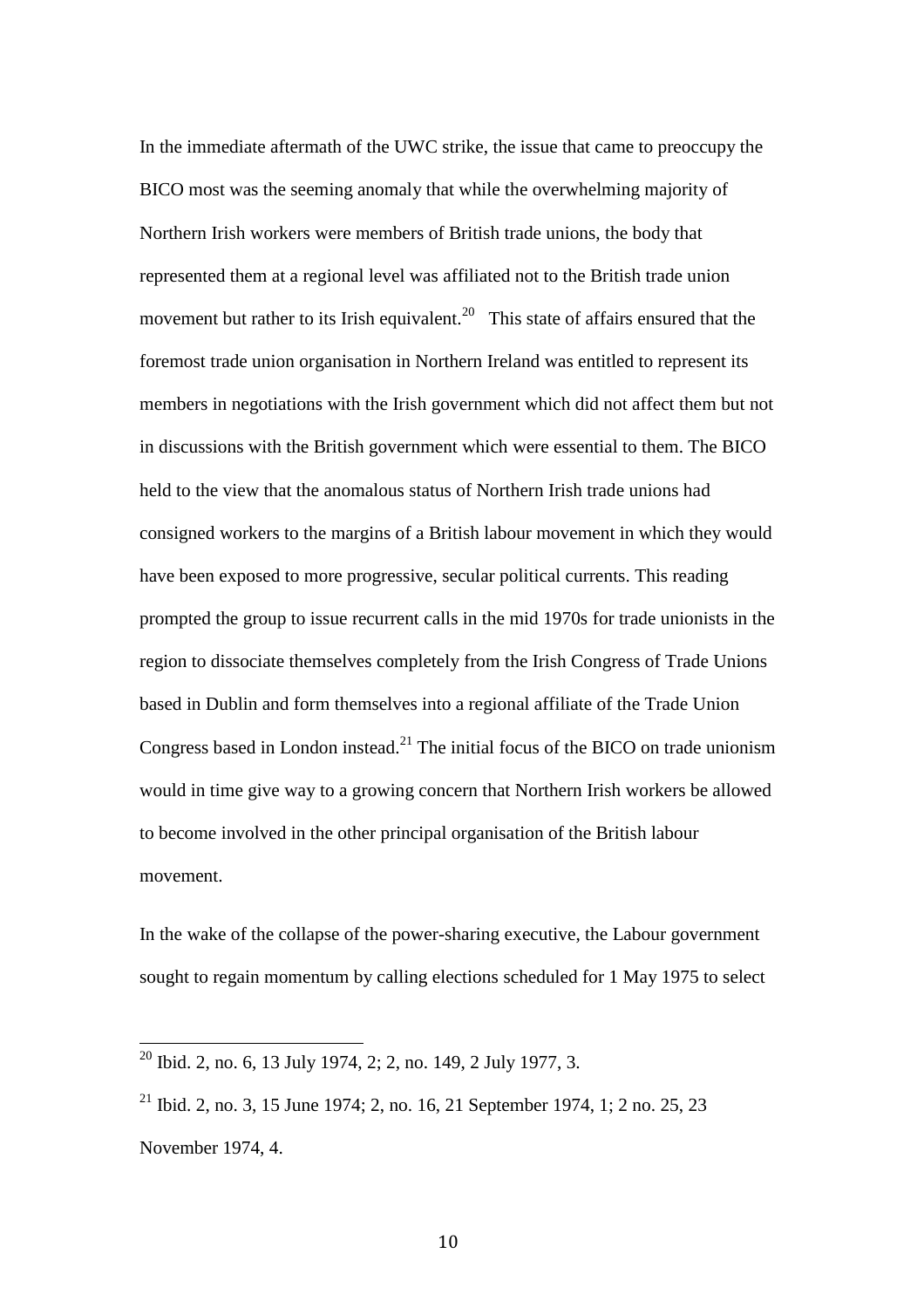In the immediate aftermath of the UWC strike, the issue that came to preoccupy the BICO most was the seeming anomaly that while the overwhelming majority of Northern Irish workers were members of British trade unions, the body that represented them at a regional level was affiliated not to the British trade union movement but rather to its Irish equivalent.[20] This state of affairs ensured that the foremost trade union organisation in Northern Ireland was entitled to represent its members in negotiations with the Irish government which did not affect them but not in discussions with the British government which were essential to them. The BICO held to the view that the anomalous status of Northern Irish trade unions had consigned workers to the margins of a British labour movement in which they would have been exposed to more progressive, secular political currents. This reading prompted the group to issue recurrent calls in the mid 1970s for trade unionists in the region to dissociate themselves completely from the Irish Congress of Trade Unions based in Dublin and form themselves into a regional affiliate of the Trade Union Congress based in London instead.[21] The initial focus of the BICO on trade unionism would in time give way to a growing concern that Northern Irish workers be allowed to become involved in the other principal organisation of the British labour movement.

In the wake of the collapse of the power-sharing executive, the Labour government sought to regain momentum by calling elections scheduled for 1 May 1975 to select

---

[20] Ibid. 2, no. 6, 13 July 1974, 2; 2, no. 149, 2 July 1977, 3.

[21] Ibid. 2, no. 3, 15 June 1974; 2, no. 16, 21 September 1974, 1; 2 no. 25, 23 November 1974, 4.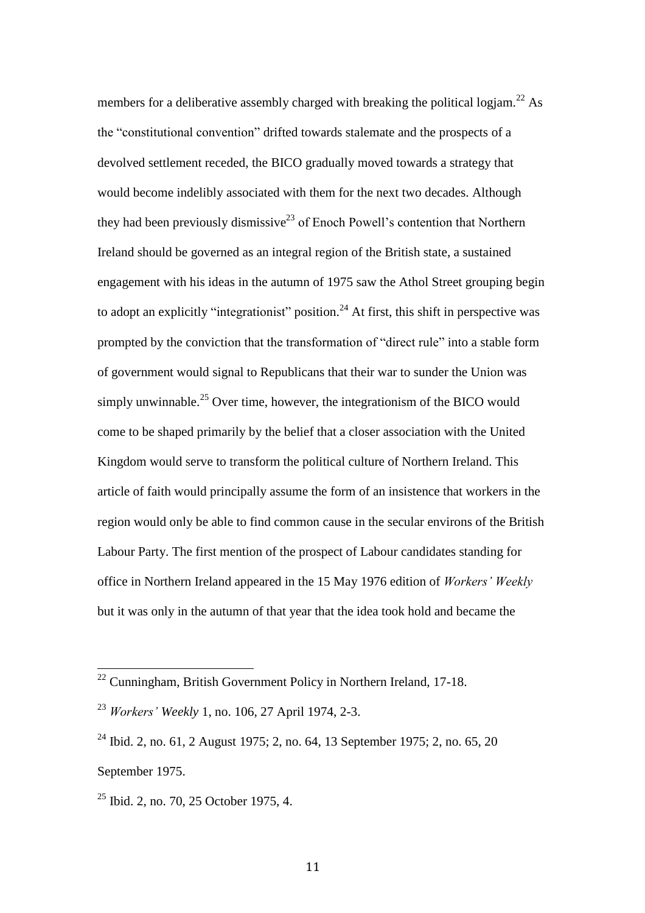members for a deliberative assembly charged with breaking the political logjam.[22] As the "constitutional convention" drifted towards stalemate and the prospects of a devolved settlement receded, the BICO gradually moved towards a strategy that would become indelibly associated with them for the next two decades. Although they had been previously dismissive[23] of Enoch Powell's contention that Northern Ireland should be governed as an integral region of the British state, a sustained engagement with his ideas in the autumn of 1975 saw the Athol Street grouping begin to adopt an explicitly "integrationist" position.[24] At first, this shift in perspective was prompted by the conviction that the transformation of "direct rule" into a stable form of government would signal to Republicans that their war to sunder the Union was simply unwinnable.[25] Over time, however, the integrationism of the BICO would come to be shaped primarily by the belief that a closer association with the United Kingdom would serve to transform the political culture of Northern Ireland. This article of faith would principally assume the form of an insistence that workers in the region would only be able to find common cause in the secular environs of the British Labour Party. The first mention of the prospect of Labour candidates standing for office in Northern Ireland appeared in the 15 May 1976 edition of *Workers' Weekly* but it was only in the autumn of that year that the idea took hold and became the

---

[22] Cunningham, British Government Policy in Northern Ireland, 17-18.

[23] *Workers' Weekly* 1, no. 106, 27 April 1974, 2-3.

[24] Ibid. 2, no. 61, 2 August 1975; 2, no. 64, 13 September 1975; 2, no. 65, 20 September 1975.

[25] Ibid. 2, no. 70, 25 October 1975, 4.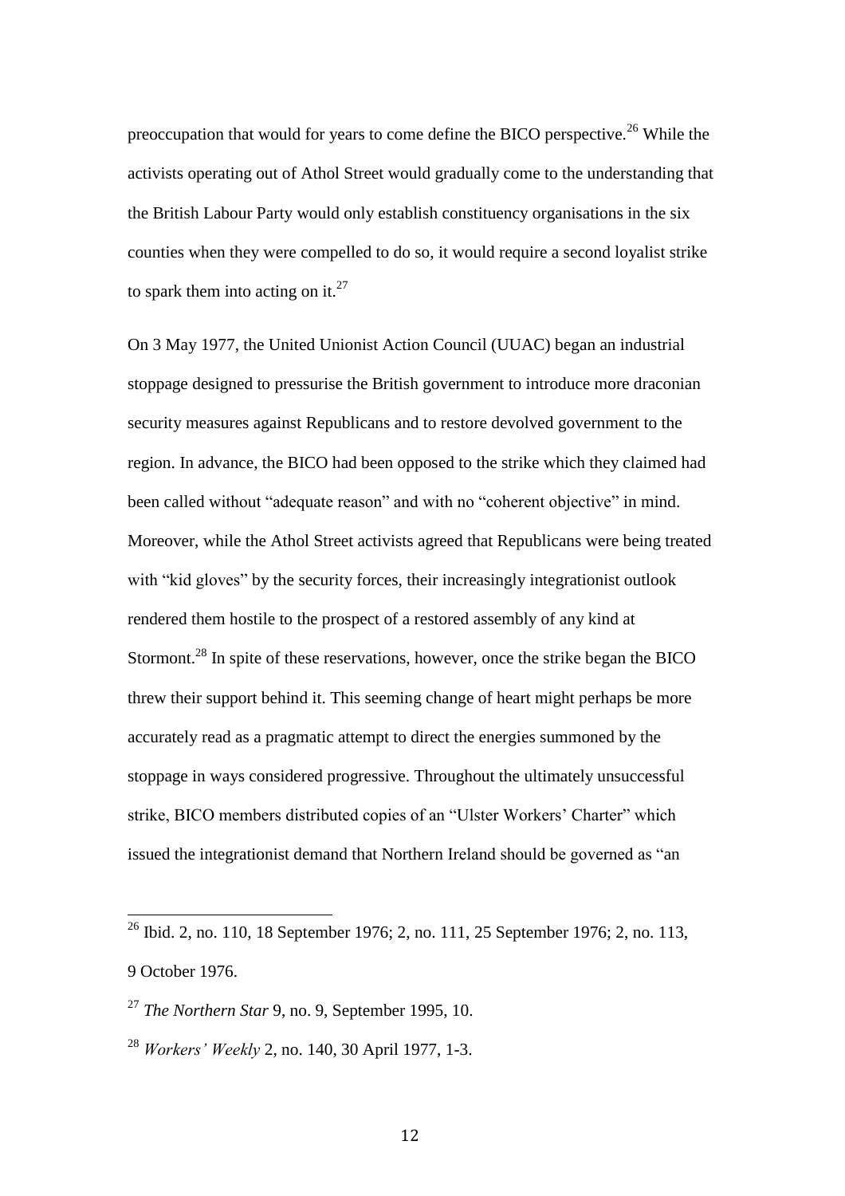preoccupation that would for years to come define the BICO perspective.[26] While the activists operating out of Athol Street would gradually come to the understanding that the British Labour Party would only establish constituency organisations in the six counties when they were compelled to do so, it would require a second loyalist strike to spark them into acting on it.[27]

On 3 May 1977, the United Unionist Action Council (UUAC) began an industrial stoppage designed to pressurise the British government to introduce more draconian security measures against Republicans and to restore devolved government to the region. In advance, the BICO had been opposed to the strike which they claimed had been called without "adequate reason" and with no "coherent objective" in mind. Moreover, while the Athol Street activists agreed that Republicans were being treated with "kid gloves" by the security forces, their increasingly integrationist outlook rendered them hostile to the prospect of a restored assembly of any kind at Stormont.[28] In spite of these reservations, however, once the strike began the BICO threw their support behind it. This seeming change of heart might perhaps be more accurately read as a pragmatic attempt to direct the energies summoned by the stoppage in ways considered progressive. Throughout the ultimately unsuccessful strike, BICO members distributed copies of an "Ulster Workers' Charter" which issued the integrationist demand that Northern Ireland should be governed as "an

---

[26] Ibid. 2, no. 110, 18 September 1976; 2, no. 111, 25 September 1976; 2, no. 113, 9 October 1976.

[27] *The Northern Star* 9, no. 9, September 1995, 10.

[28] *Workers' Weekly* 2, no. 140, 30 April 1977, 1-3.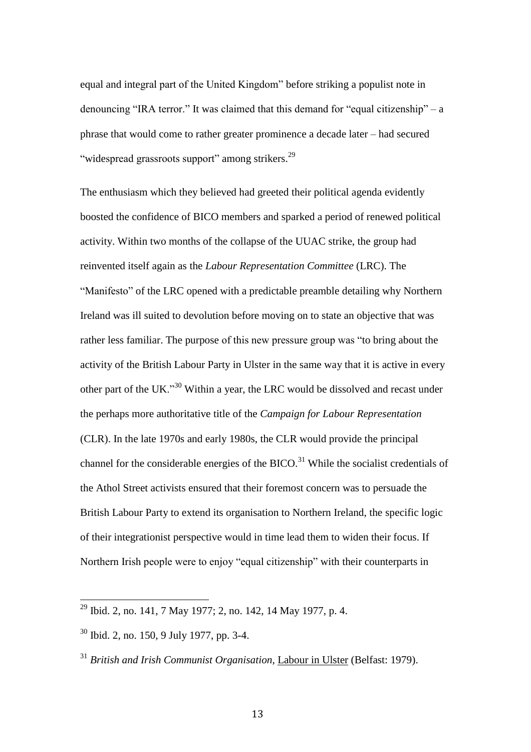equal and integral part of the United Kingdom" before striking a populist note in denouncing "IRA terror." It was claimed that this demand for "equal citizenship" – a phrase that would come to rather greater prominence a decade later – had secured "widespread grassroots support" among strikers.[29]

The enthusiasm which they believed had greeted their political agenda evidently boosted the confidence of BICO members and sparked a period of renewed political activity. Within two months of the collapse of the UUAC strike, the group had reinvented itself again as the *Labour Representation Committee* (LRC). The "Manifesto" of the LRC opened with a predictable preamble detailing why Northern Ireland was ill suited to devolution before moving on to state an objective that was rather less familiar. The purpose of this new pressure group was "to bring about the activity of the British Labour Party in Ulster in the same way that it is active in every other part of the UK."[30] Within a year, the LRC would be dissolved and recast under the perhaps more authoritative title of the *Campaign for Labour Representation* (CLR). In the late 1970s and early 1980s, the CLR would provide the principal channel for the considerable energies of the BICO.[31] While the socialist credentials of the Athol Street activists ensured that their foremost concern was to persuade the British Labour Party to extend its organisation to Northern Ireland, the specific logic of their integrationist perspective would in time lead them to widen their focus. If Northern Irish people were to enjoy "equal citizenship" with their counterparts in

---

[29] Ibid. 2, no. 141, 7 May 1977; 2, no. 142, 14 May 1977, p. 4.

[30] Ibid. 2, no. 150, 9 July 1977, pp. 3-4.

[31] *British and Irish Communist Organisation*, Labour in Ulster (Belfast: 1979).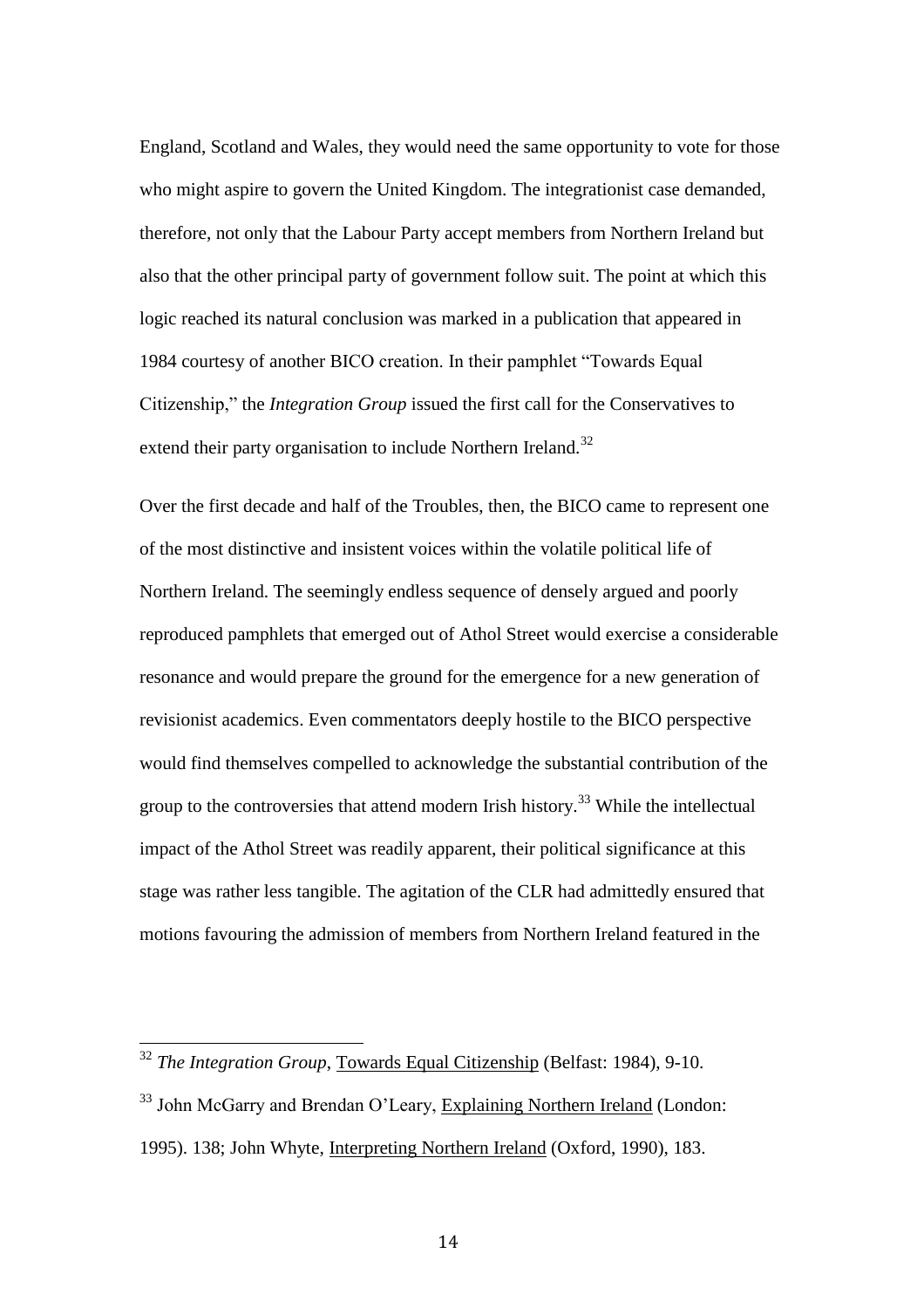England, Scotland and Wales, they would need the same opportunity to vote for those who might aspire to govern the United Kingdom. The integrationist case demanded, therefore, not only that the Labour Party accept members from Northern Ireland but also that the other principal party of government follow suit. The point at which this logic reached its natural conclusion was marked in a publication that appeared in 1984 courtesy of another BICO creation. In their pamphlet "Towards Equal Citizenship," the *Integration Group* issued the first call for the Conservatives to extend their party organisation to include Northern Ireland.[32]

Over the first decade and half of the Troubles, then, the BICO came to represent one of the most distinctive and insistent voices within the volatile political life of Northern Ireland. The seemingly endless sequence of densely argued and poorly reproduced pamphlets that emerged out of Athol Street would exercise a considerable resonance and would prepare the ground for the emergence for a new generation of revisionist academics. Even commentators deeply hostile to the BICO perspective would find themselves compelled to acknowledge the substantial contribution of the group to the controversies that attend modern Irish history.[33] While the intellectual impact of the Athol Street was readily apparent, their political significance at this stage was rather less tangible. The agitation of the CLR had admittedly ensured that motions favouring the admission of members from Northern Ireland featured in the

---

[32] *The Integration Group*, Towards Equal Citizenship (Belfast: 1984), 9-10.

[33] John McGarry and Brendan O'Leary, Explaining Northern Ireland (London: 1995). 138; John Whyte, Interpreting Northern Ireland (Oxford, 1990), 183.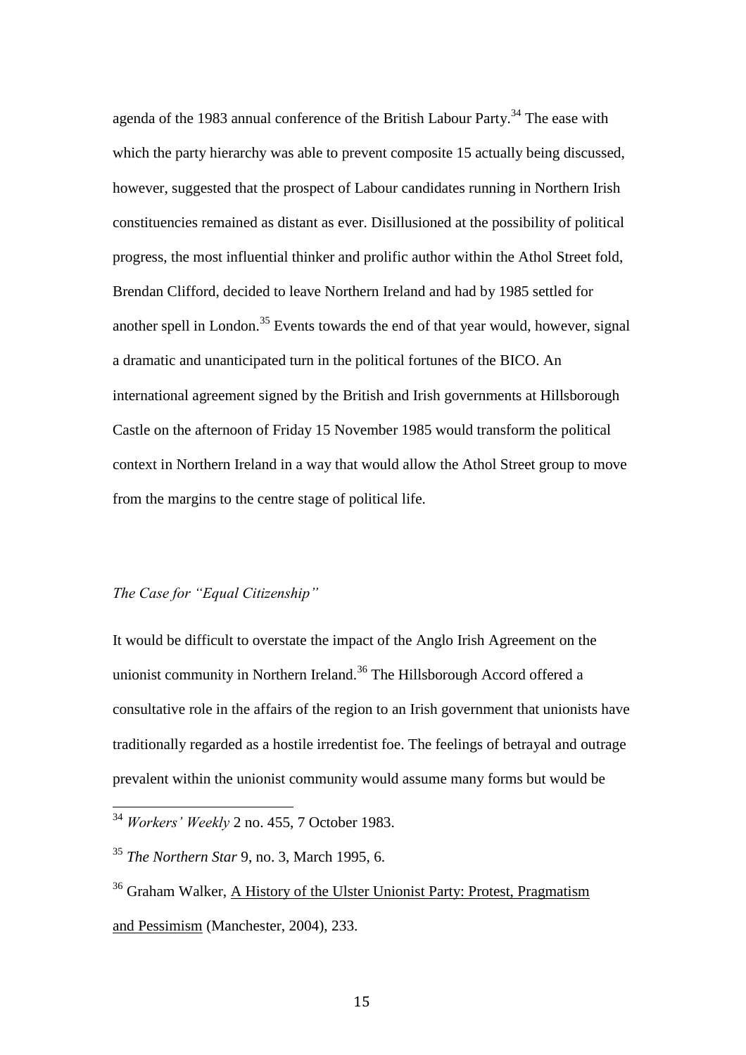agenda of the 1983 annual conference of the British Labour Party.[34] The ease with which the party hierarchy was able to prevent composite 15 actually being discussed, however, suggested that the prospect of Labour candidates running in Northern Irish constituencies remained as distant as ever. Disillusioned at the possibility of political progress, the most influential thinker and prolific author within the Athol Street fold, Brendan Clifford, decided to leave Northern Ireland and had by 1985 settled for another spell in London.[35] Events towards the end of that year would, however, signal a dramatic and unanticipated turn in the political fortunes of the BICO. An international agreement signed by the British and Irish governments at Hillsborough Castle on the afternoon of Friday 15 November 1985 would transform the political context in Northern Ireland in a way that would allow the Athol Street group to move from the margins to the centre stage of political life.

### *The Case for "Equal Citizenship"*

It would be difficult to overstate the impact of the Anglo Irish Agreement on the unionist community in Northern Ireland.[36] The Hillsborough Accord offered a consultative role in the affairs of the region to an Irish government that unionists have traditionally regarded as a hostile irredentist foe. The feelings of betrayal and outrage prevalent within the unionist community would assume many forms but would be

---

[34] *Workers' Weekly* 2 no. 455, 7 October 1983.

[35] *The Northern Star* 9, no. 3, March 1995, 6.

[36] Graham Walker, A History of the Ulster Unionist Party: Protest, Pragmatism and Pessimism (Manchester, 2004), 233.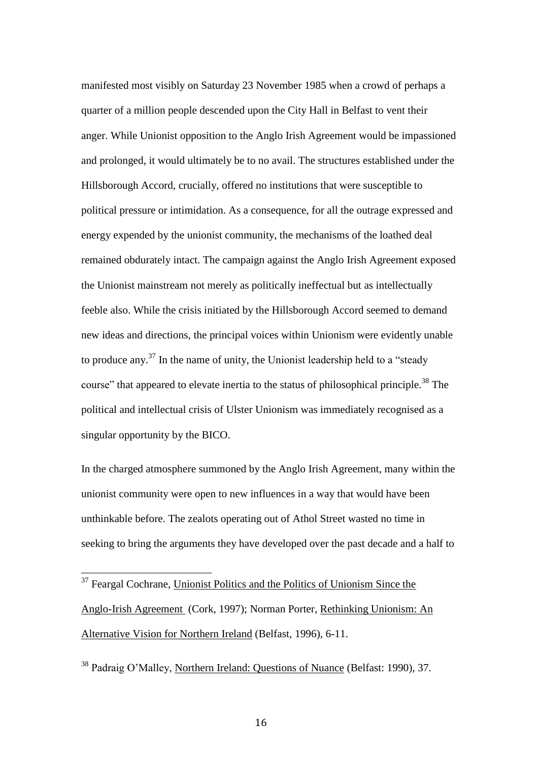manifested most visibly on Saturday 23 November 1985 when a crowd of perhaps a quarter of a million people descended upon the City Hall in Belfast to vent their anger. While Unionist opposition to the Anglo Irish Agreement would be impassioned and prolonged, it would ultimately be to no avail. The structures established under the Hillsborough Accord, crucially, offered no institutions that were susceptible to political pressure or intimidation. As a consequence, for all the outrage expressed and energy expended by the unionist community, the mechanisms of the loathed deal remained obdurately intact. The campaign against the Anglo Irish Agreement exposed the Unionist mainstream not merely as politically ineffectual but as intellectually feeble also. While the crisis initiated by the Hillsborough Accord seemed to demand new ideas and directions, the principal voices within Unionism were evidently unable to produce any.[37] In the name of unity, the Unionist leadership held to a "steady course" that appeared to elevate inertia to the status of philosophical principle.[38] The political and intellectual crisis of Ulster Unionism was immediately recognised as a singular opportunity by the BICO.

In the charged atmosphere summoned by the Anglo Irish Agreement, many within the unionist community were open to new influences in a way that would have been unthinkable before. The zealots operating out of Athol Street wasted no time in seeking to bring the arguments they have developed over the past decade and a half to

---

[37] Feargal Cochrane, Unionist Politics and the Politics of Unionism Since the Anglo-Irish Agreement (Cork, 1997); Norman Porter, Rethinking Unionism: An Alternative Vision for Northern Ireland (Belfast, 1996), 6-11.

[38] Padraig O'Malley, Northern Ireland: Questions of Nuance (Belfast: 1990), 37.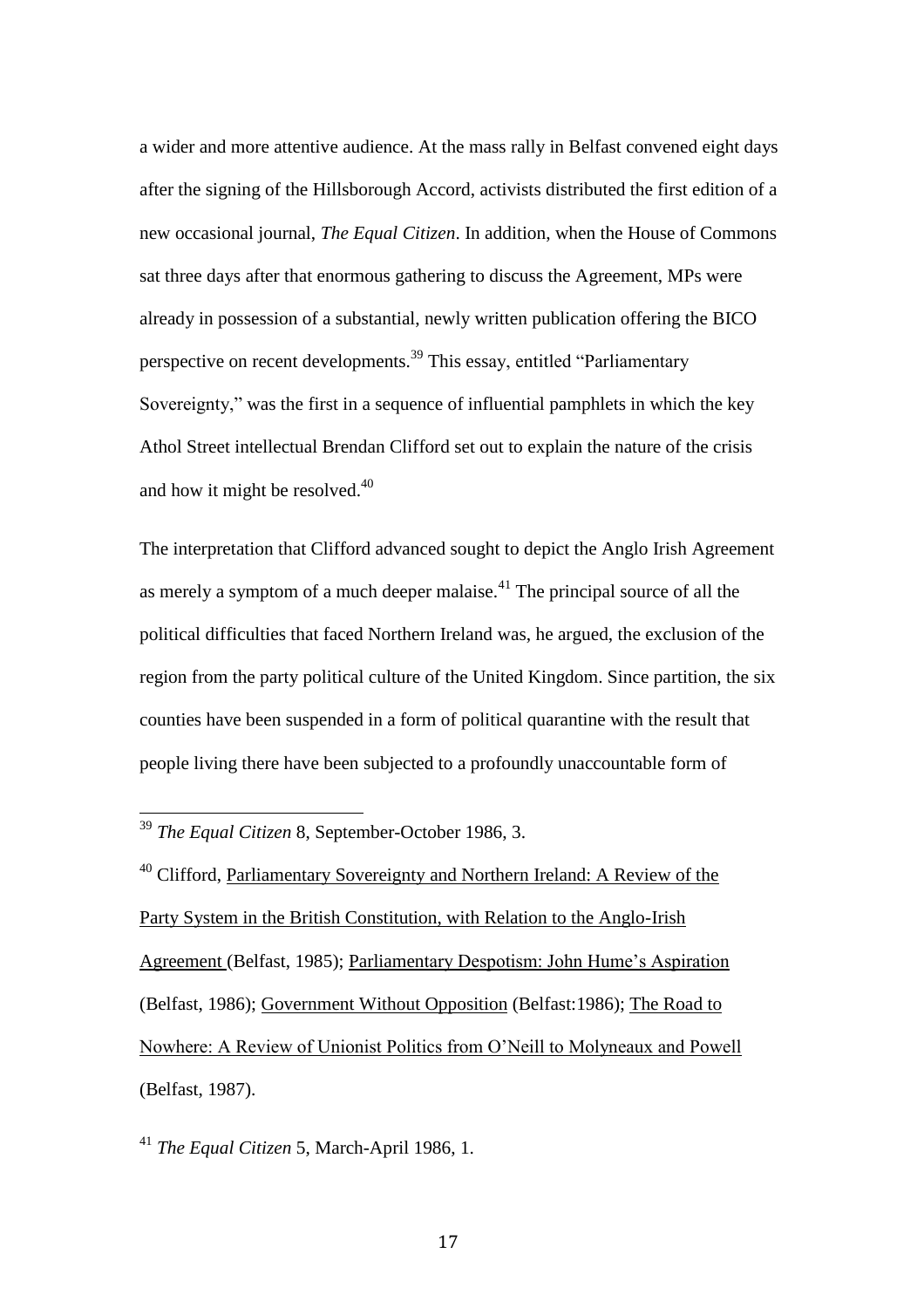a wider and more attentive audience. At the mass rally in Belfast convened eight days after the signing of the Hillsborough Accord, activists distributed the first edition of a new occasional journal, *The Equal Citizen*. In addition, when the House of Commons sat three days after that enormous gathering to discuss the Agreement, MPs were already in possession of a substantial, newly written publication offering the BICO perspective on recent developments.[39] This essay, entitled "Parliamentary Sovereignty," was the first in a sequence of influential pamphlets in which the key Athol Street intellectual Brendan Clifford set out to explain the nature of the crisis and how it might be resolved.[40]

The interpretation that Clifford advanced sought to depict the Anglo Irish Agreement as merely a symptom of a much deeper malaise.[41] The principal source of all the political difficulties that faced Northern Ireland was, he argued, the exclusion of the region from the party political culture of the United Kingdom. Since partition, the six counties have been suspended in a form of political quarantine with the result that people living there have been subjected to a profoundly unaccountable form of

---

[39] *The Equal Citizen* 8, September-October 1986, 3.

[40] Clifford, Parliamentary Sovereignty and Northern Ireland: A Review of the Party System in the British Constitution, with Relation to the Anglo-Irish Agreement (Belfast, 1985); Parliamentary Despotism: John Hume's Aspiration (Belfast, 1986); Government Without Opposition (Belfast:1986); The Road to Nowhere: A Review of Unionist Politics from O'Neill to Molyneaux and Powell (Belfast, 1987).

[41] *The Equal Citizen* 5, March-April 1986, 1.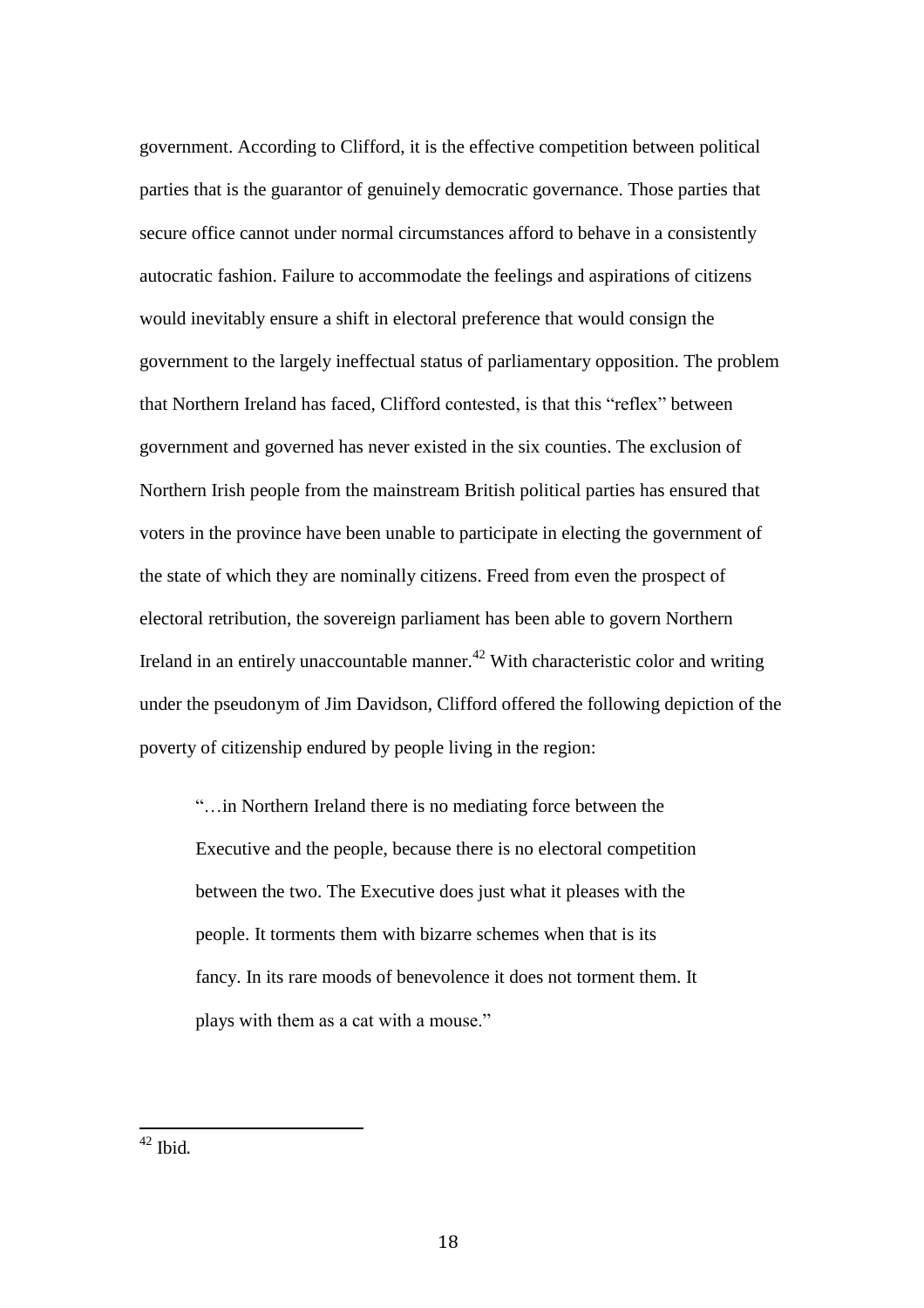government. According to Clifford, it is the effective competition between political parties that is the guarantor of genuinely democratic governance. Those parties that secure office cannot under normal circumstances afford to behave in a consistently autocratic fashion. Failure to accommodate the feelings and aspirations of citizens would inevitably ensure a shift in electoral preference that would consign the government to the largely ineffectual status of parliamentary opposition. The problem that Northern Ireland has faced, Clifford contested, is that this "reflex" between government and governed has never existed in the six counties. The exclusion of Northern Irish people from the mainstream British political parties has ensured that voters in the province have been unable to participate in electing the government of the state of which they are nominally citizens. Freed from even the prospect of electoral retribution, the sovereign parliament has been able to govern Northern Ireland in an entirely unaccountable manner.[42] With characteristic color and writing under the pseudonym of Jim Davidson, Clifford offered the following depiction of the poverty of citizenship endured by people living in the region:

> "…in Northern Ireland there is no mediating force between the Executive and the people, because there is no electoral competition between the two. The Executive does just what it pleases with the people. It torments them with bizarre schemes when that is its fancy. In its rare moods of benevolence it does not torment them. It plays with them as a cat with a mouse."

[42] Ibid.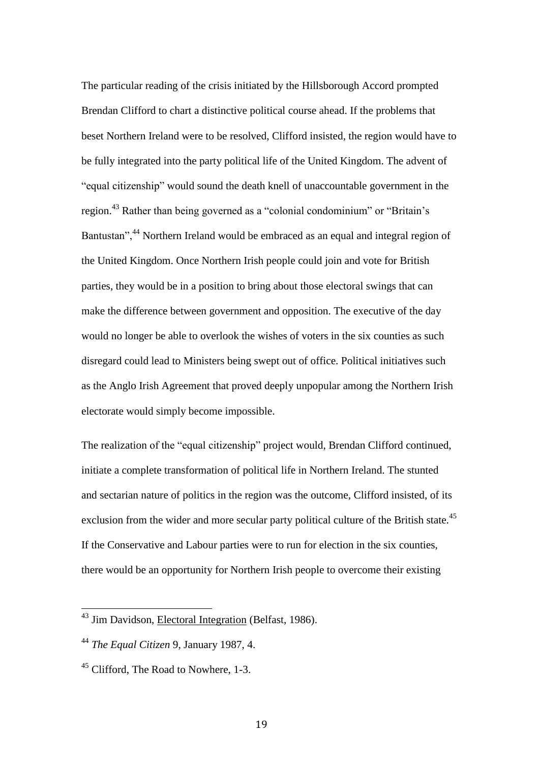The particular reading of the crisis initiated by the Hillsborough Accord prompted Brendan Clifford to chart a distinctive political course ahead. If the problems that beset Northern Ireland were to be resolved, Clifford insisted, the region would have to be fully integrated into the party political life of the United Kingdom. The advent of "equal citizenship" would sound the death knell of unaccountable government in the region.[43] Rather than being governed as a "colonial condominium" or "Britain's Bantustan",[44] Northern Ireland would be embraced as an equal and integral region of the United Kingdom. Once Northern Irish people could join and vote for British parties, they would be in a position to bring about those electoral swings that can make the difference between government and opposition. The executive of the day would no longer be able to overlook the wishes of voters in the six counties as such disregard could lead to Ministers being swept out of office. Political initiatives such as the Anglo Irish Agreement that proved deeply unpopular among the Northern Irish electorate would simply become impossible.

The realization of the "equal citizenship" project would, Brendan Clifford continued, initiate a complete transformation of political life in Northern Ireland. The stunted and sectarian nature of politics in the region was the outcome, Clifford insisted, of its exclusion from the wider and more secular party political culture of the British state.[45] If the Conservative and Labour parties were to run for election in the six counties, there would be an opportunity for Northern Irish people to overcome their existing

---

[43] Jim Davidson, Electoral Integration (Belfast, 1986).

[44] *The Equal Citizen* 9, January 1987, 4.

[45] Clifford, The Road to Nowhere, 1-3.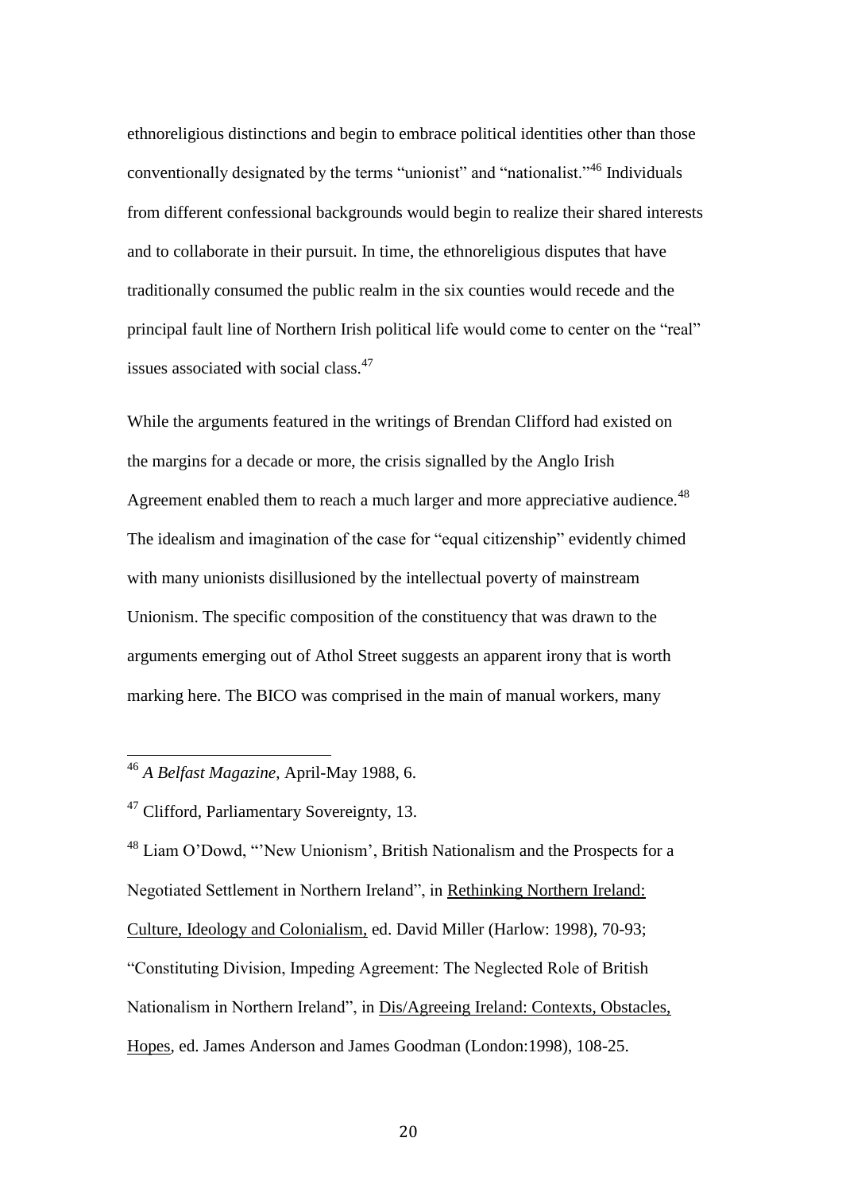ethnoreligious distinctions and begin to embrace political identities other than those conventionally designated by the terms "unionist" and "nationalist."[46] Individuals from different confessional backgrounds would begin to realize their shared interests and to collaborate in their pursuit. In time, the ethnoreligious disputes that have traditionally consumed the public realm in the six counties would recede and the principal fault line of Northern Irish political life would come to center on the "real" issues associated with social class.[47]

While the arguments featured in the writings of Brendan Clifford had existed on the margins for a decade or more, the crisis signalled by the Anglo Irish Agreement enabled them to reach a much larger and more appreciative audience.[48] The idealism and imagination of the case for "equal citizenship" evidently chimed with many unionists disillusioned by the intellectual poverty of mainstream Unionism. The specific composition of the constituency that was drawn to the arguments emerging out of Athol Street suggests an apparent irony that is worth marking here. The BICO was comprised in the main of manual workers, many

---

[46] *A Belfast Magazine*, April-May 1988, 6.

[47] Clifford, Parliamentary Sovereignty, 13.

[48] Liam O'Dowd, "'New Unionism', British Nationalism and the Prospects for a Negotiated Settlement in Northern Ireland", in Rethinking Northern Ireland: Culture, Ideology and Colonialism, ed. David Miller (Harlow: 1998), 70-93; "Constituting Division, Impeding Agreement: The Neglected Role of British Nationalism in Northern Ireland", in Dis/Agreeing Ireland: Contexts, Obstacles, Hopes, ed. James Anderson and James Goodman (London:1998), 108-25.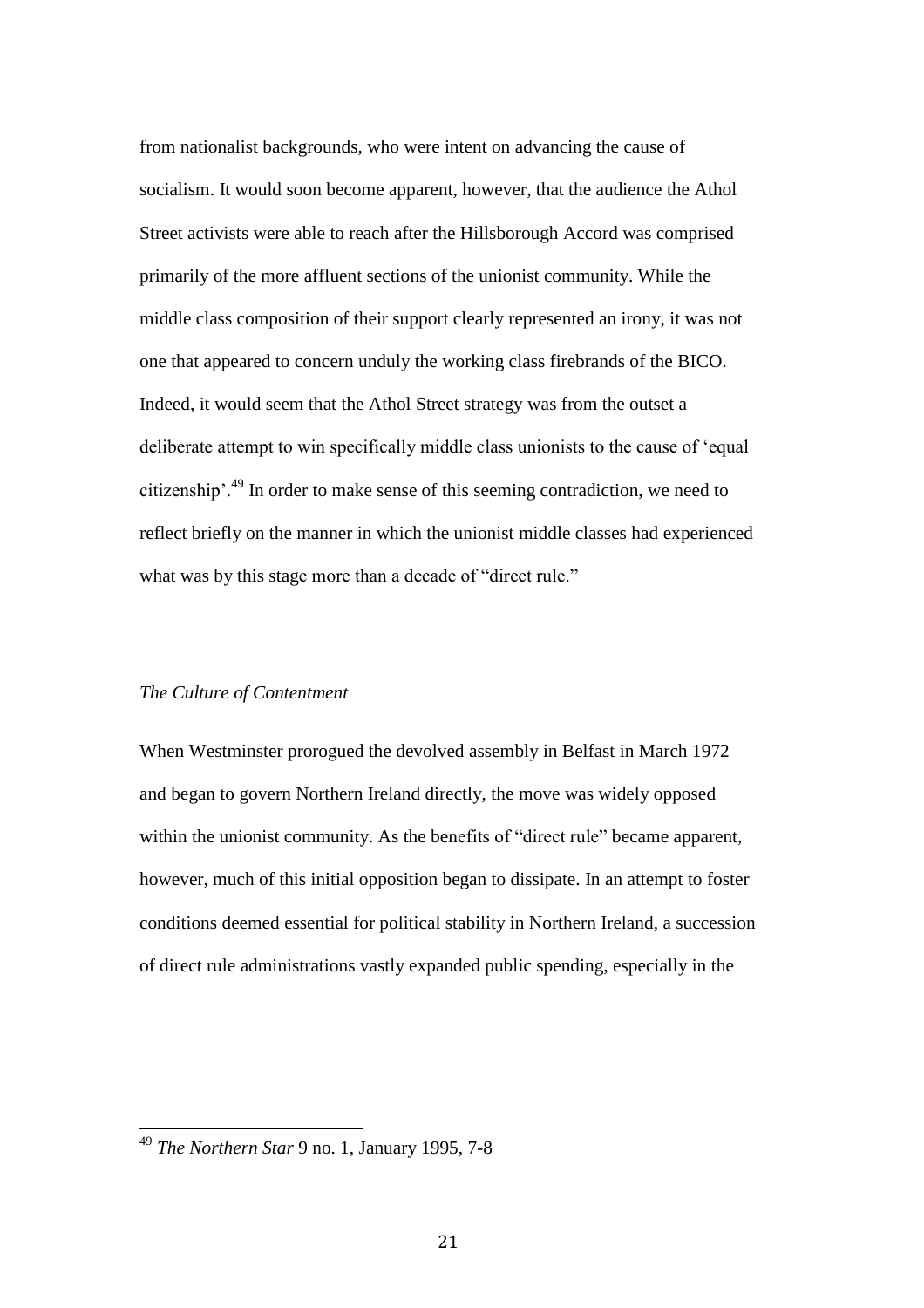from nationalist backgrounds, who were intent on advancing the cause of socialism. It would soon become apparent, however, that the audience the Athol Street activists were able to reach after the Hillsborough Accord was comprised primarily of the more affluent sections of the unionist community. While the middle class composition of their support clearly represented an irony, it was not one that appeared to concern unduly the working class firebrands of the BICO. Indeed, it would seem that the Athol Street strategy was from the outset a deliberate attempt to win specifically middle class unionists to the cause of 'equal citizenship'.[49] In order to make sense of this seeming contradiction, we need to reflect briefly on the manner in which the unionist middle classes had experienced what was by this stage more than a decade of "direct rule."

### *The Culture of Contentment*

When Westminster prorogued the devolved assembly in Belfast in March 1972 and began to govern Northern Ireland directly, the move was widely opposed within the unionist community. As the benefits of "direct rule" became apparent, however, much of this initial opposition began to dissipate. In an attempt to foster conditions deemed essential for political stability in Northern Ireland, a succession of direct rule administrations vastly expanded public spending, especially in the

[49] *The Northern Star* 9 no. 1, January 1995, 7-8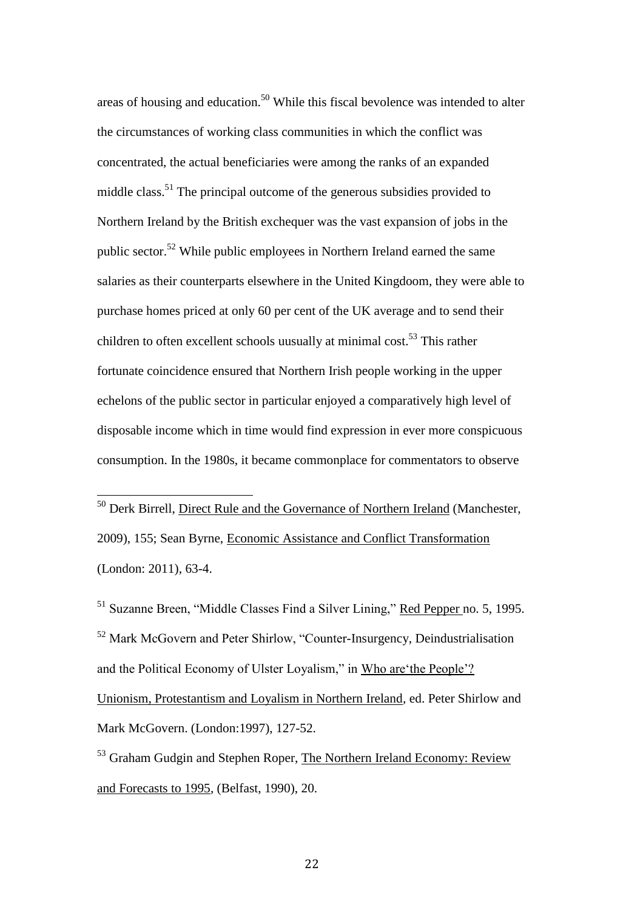areas of housing and education.[50] While this fiscal bevolence was intended to alter the circumstances of working class communities in which the conflict was concentrated, the actual beneficiaries were among the ranks of an expanded middle class.[51] The principal outcome of the generous subsidies provided to Northern Ireland by the British exchequer was the vast expansion of jobs in the public sector.[52] While public employees in Northern Ireland earned the same salaries as their counterparts elsewhere in the United Kingdoom, they were able to purchase homes priced at only 60 per cent of the UK average and to send their children to often excellent schools uusually at minimal cost.[53] This rather fortunate coincidence ensured that Northern Irish people working in the upper echelons of the public sector in particular enjoyed a comparatively high level of disposable income which in time would find expression in ever more conspicuous consumption. In the 1980s, it became commonplace for commentators to observe

---

[50] Derk Birrell, Direct Rule and the Governance of Northern Ireland (Manchester, 2009), 155; Sean Byrne, Economic Assistance and Conflict Transformation (London: 2011), 63-4.

[51] Suzanne Breen, "Middle Classes Find a Silver Lining," Red Pepper no. 5, 1995.

[52] Mark McGovern and Peter Shirlow, "Counter-Insurgency, Deindustrialisation and the Political Economy of Ulster Loyalism," in Who are'the People'? Unionism, Protestantism and Loyalism in Northern Ireland, ed. Peter Shirlow and Mark McGovern. (London:1997), 127-52.

[53] Graham Gudgin and Stephen Roper, The Northern Ireland Economy: Review and Forecasts to 1995, (Belfast, 1990), 20.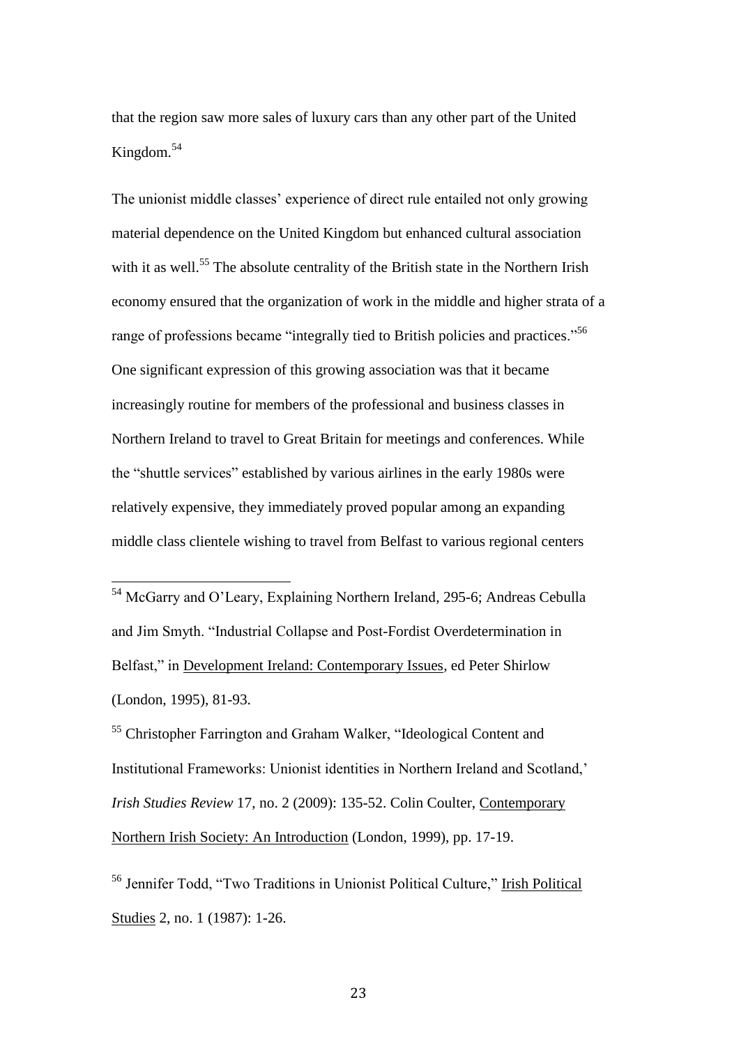that the region saw more sales of luxury cars than any other part of the United Kingdom.[54]

The unionist middle classes' experience of direct rule entailed not only growing material dependence on the United Kingdom but enhanced cultural association with it as well.[55] The absolute centrality of the British state in the Northern Irish economy ensured that the organization of work in the middle and higher strata of a range of professions became "integrally tied to British policies and practices."[56] One significant expression of this growing association was that it became increasingly routine for members of the professional and business classes in Northern Ireland to travel to Great Britain for meetings and conferences. While the "shuttle services" established by various airlines in the early 1980s were relatively expensive, they immediately proved popular among an expanding middle class clientele wishing to travel from Belfast to various regional centers

---

[54] McGarry and O'Leary, Explaining Northern Ireland, 295-6; Andreas Cebulla and Jim Smyth. "Industrial Collapse and Post-Fordist Overdetermination in Belfast," in Development Ireland: Contemporary Issues, ed Peter Shirlow (London, 1995), 81-93.

[55] Christopher Farrington and Graham Walker, "Ideological Content and Institutional Frameworks: Unionist identities in Northern Ireland and Scotland,' *Irish Studies Review* 17, no. 2 (2009): 135-52. Colin Coulter, Contemporary Northern Irish Society: An Introduction (London, 1999), pp. 17-19.

[56] Jennifer Todd, "Two Traditions in Unionist Political Culture," Irish Political Studies 2, no. 1 (1987): 1-26.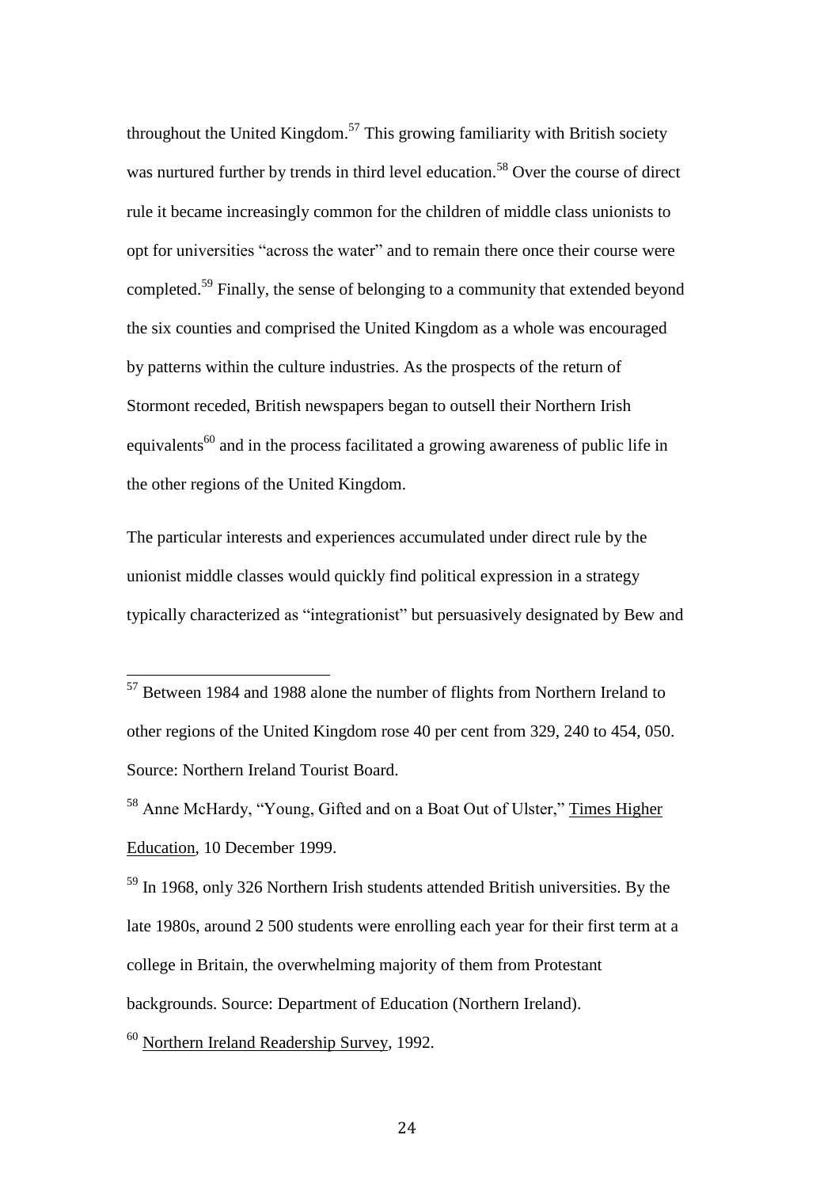throughout the United Kingdom.[57] This growing familiarity with British society was nurtured further by trends in third level education.[58] Over the course of direct rule it became increasingly common for the children of middle class unionists to opt for universities "across the water" and to remain there once their course were completed.[59] Finally, the sense of belonging to a community that extended beyond the six counties and comprised the United Kingdom as a whole was encouraged by patterns within the culture industries. As the prospects of the return of Stormont receded, British newspapers began to outsell their Northern Irish equivalents[60] and in the process facilitated a growing awareness of public life in the other regions of the United Kingdom.

The particular interests and experiences accumulated under direct rule by the unionist middle classes would quickly find political expression in a strategy typically characterized as "integrationist" but persuasively designated by Bew and

---

[57] Between 1984 and 1988 alone the number of flights from Northern Ireland to other regions of the United Kingdom rose 40 per cent from 329, 240 to 454, 050. Source: Northern Ireland Tourist Board.

[58] Anne McHardy, "Young, Gifted and on a Boat Out of Ulster," Times Higher Education, 10 December 1999.

[59] In 1968, only 326 Northern Irish students attended British universities. By the late 1980s, around 2 500 students were enrolling each year for their first term at a college in Britain, the overwhelming majority of them from Protestant backgrounds. Source: Department of Education (Northern Ireland).

[60] Northern Ireland Readership Survey, 1992.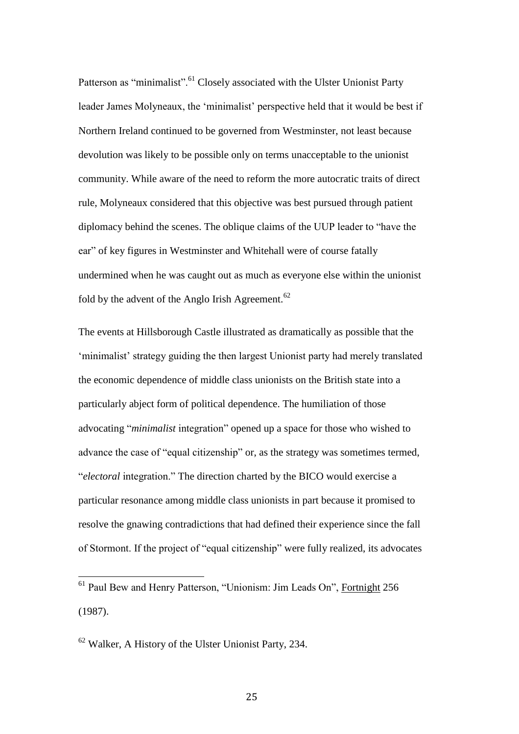Patterson as "minimalist".[61] Closely associated with the Ulster Unionist Party leader James Molyneaux, the 'minimalist' perspective held that it would be best if Northern Ireland continued to be governed from Westminster, not least because devolution was likely to be possible only on terms unacceptable to the unionist community. While aware of the need to reform the more autocratic traits of direct rule, Molyneaux considered that this objective was best pursued through patient diplomacy behind the scenes. The oblique claims of the UUP leader to "have the ear" of key figures in Westminster and Whitehall were of course fatally undermined when he was caught out as much as everyone else within the unionist fold by the advent of the Anglo Irish Agreement.[62]

The events at Hillsborough Castle illustrated as dramatically as possible that the 'minimalist' strategy guiding the then largest Unionist party had merely translated the economic dependence of middle class unionists on the British state into a particularly abject form of political dependence. The humiliation of those advocating "*minimalist* integration" opened up a space for those who wished to advance the case of "equal citizenship" or, as the strategy was sometimes termed, "*electoral* integration." The direction charted by the BICO would exercise a particular resonance among middle class unionists in part because it promised to resolve the gnawing contradictions that had defined their experience since the fall of Stormont. If the project of "equal citizenship" were fully realized, its advocates

---

[61] Paul Bew and Henry Patterson, "Unionism: Jim Leads On", Fortnight 256 (1987).

[62] Walker, A History of the Ulster Unionist Party, 234.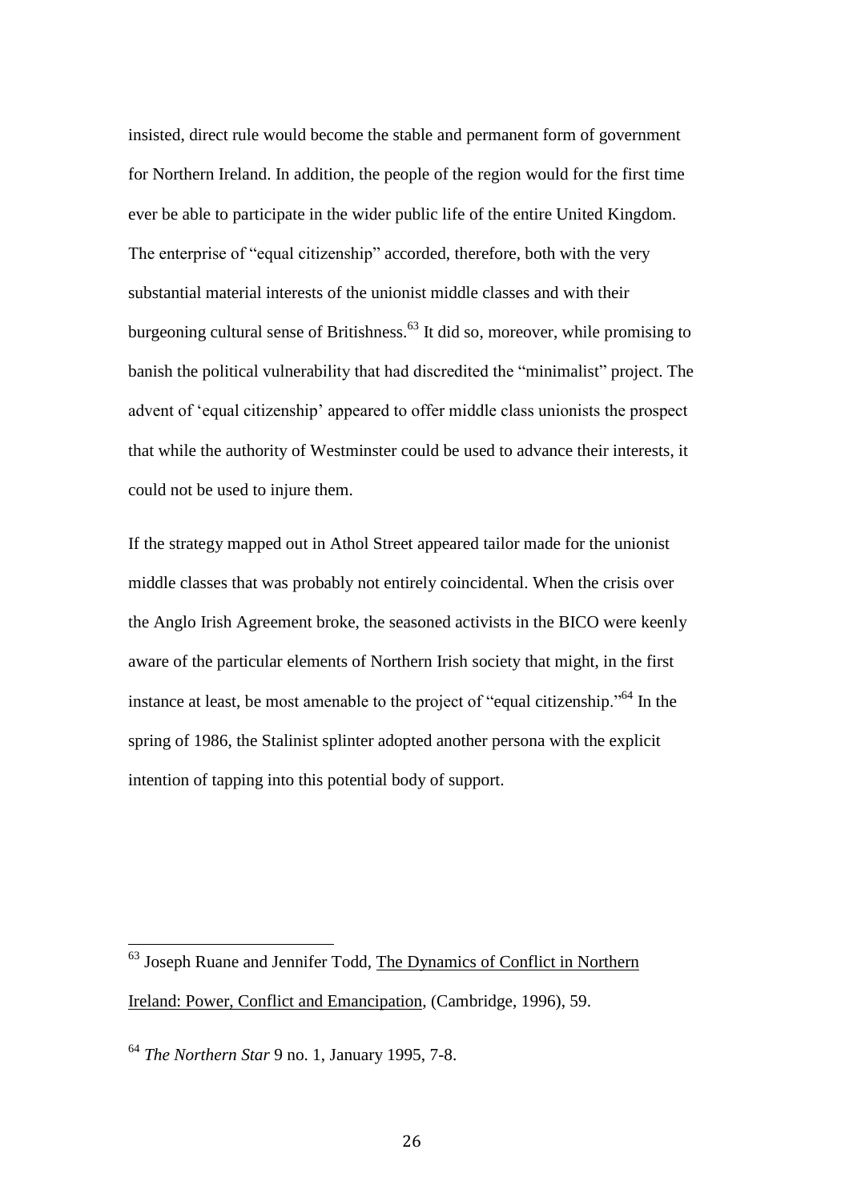insisted, direct rule would become the stable and permanent form of government for Northern Ireland. In addition, the people of the region would for the first time ever be able to participate in the wider public life of the entire United Kingdom. The enterprise of "equal citizenship" accorded, therefore, both with the very substantial material interests of the unionist middle classes and with their burgeoning cultural sense of Britishness.[63] It did so, moreover, while promising to banish the political vulnerability that had discredited the "minimalist" project. The advent of 'equal citizenship' appeared to offer middle class unionists the prospect that while the authority of Westminster could be used to advance their interests, it could not be used to injure them.

If the strategy mapped out in Athol Street appeared tailor made for the unionist middle classes that was probably not entirely coincidental. When the crisis over the Anglo Irish Agreement broke, the seasoned activists in the BICO were keenly aware of the particular elements of Northern Irish society that might, in the first instance at least, be most amenable to the project of "equal citizenship."[64] In the spring of 1986, the Stalinist splinter adopted another persona with the explicit intention of tapping into this potential body of support.

---

[63] Joseph Ruane and Jennifer Todd, The Dynamics of Conflict in Northern Ireland: Power, Conflict and Emancipation, (Cambridge, 1996), 59.

[64] *The Northern Star* 9 no. 1, January 1995, 7-8.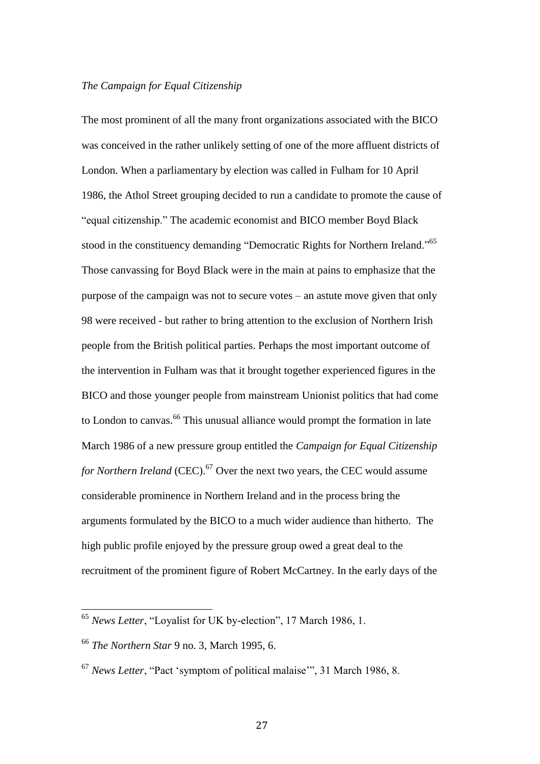*The Campaign for Equal Citizenship*

The most prominent of all the many front organizations associated with the BICO was conceived in the rather unlikely setting of one of the more affluent districts of London. When a parliamentary by election was called in Fulham for 10 April 1986, the Athol Street grouping decided to run a candidate to promote the cause of "equal citizenship." The academic economist and BICO member Boyd Black stood in the constituency demanding "Democratic Rights for Northern Ireland."[65] Those canvassing for Boyd Black were in the main at pains to emphasize that the purpose of the campaign was not to secure votes – an astute move given that only 98 were received - but rather to bring attention to the exclusion of Northern Irish people from the British political parties. Perhaps the most important outcome of the intervention in Fulham was that it brought together experienced figures in the BICO and those younger people from mainstream Unionist politics that had come to London to canvas.[66] This unusual alliance would prompt the formation in late March 1986 of a new pressure group entitled the *Campaign for Equal Citizenship for Northern Ireland* (CEC).[67] Over the next two years, the CEC would assume considerable prominence in Northern Ireland and in the process bring the arguments formulated by the BICO to a much wider audience than hitherto. The high public profile enjoyed by the pressure group owed a great deal to the recruitment of the prominent figure of Robert McCartney. In the early days of the

---

[65] *News Letter*, "Loyalist for UK by-election", 17 March 1986, 1.

[66] *The Northern Star* 9 no. 3, March 1995, 6.

[67] *News Letter*, "Pact 'symptom of political malaise'", 31 March 1986, 8.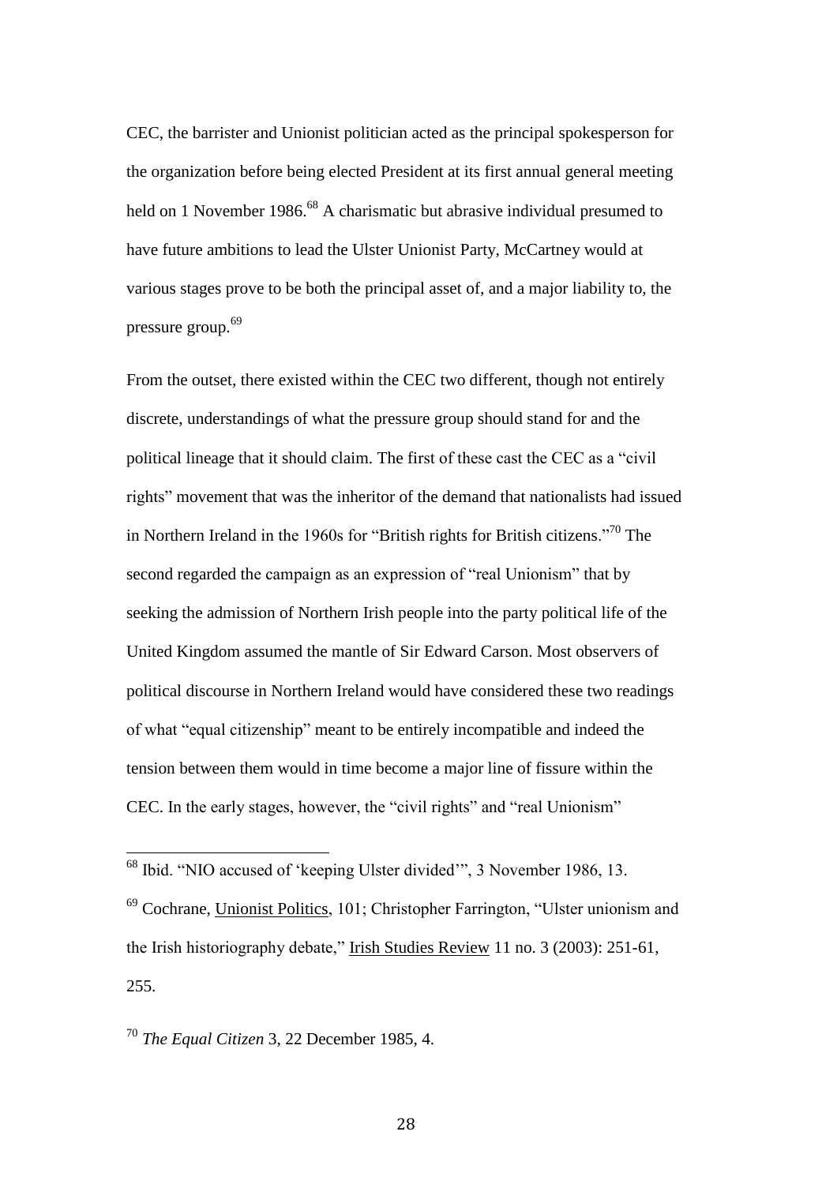CEC, the barrister and Unionist politician acted as the principal spokesperson for the organization before being elected President at its first annual general meeting held on 1 November 1986.[68] A charismatic but abrasive individual presumed to have future ambitions to lead the Ulster Unionist Party, McCartney would at various stages prove to be both the principal asset of, and a major liability to, the pressure group.[69]

From the outset, there existed within the CEC two different, though not entirely discrete, understandings of what the pressure group should stand for and the political lineage that it should claim. The first of these cast the CEC as a "civil rights" movement that was the inheritor of the demand that nationalists had issued in Northern Ireland in the 1960s for "British rights for British citizens."[70] The second regarded the campaign as an expression of "real Unionism" that by seeking the admission of Northern Irish people into the party political life of the United Kingdom assumed the mantle of Sir Edward Carson. Most observers of political discourse in Northern Ireland would have considered these two readings of what "equal citizenship" meant to be entirely incompatible and indeed the tension between them would in time become a major line of fissure within the CEC. In the early stages, however, the "civil rights" and "real Unionism"

---

[68] Ibid. "NIO accused of 'keeping Ulster divided'", 3 November 1986, 13.

[69] Cochrane, Unionist Politics, 101; Christopher Farrington, "Ulster unionism and the Irish historiography debate," Irish Studies Review 11 no. 3 (2003): 251-61, 255.

[70] *The Equal Citizen* 3, 22 December 1985, 4.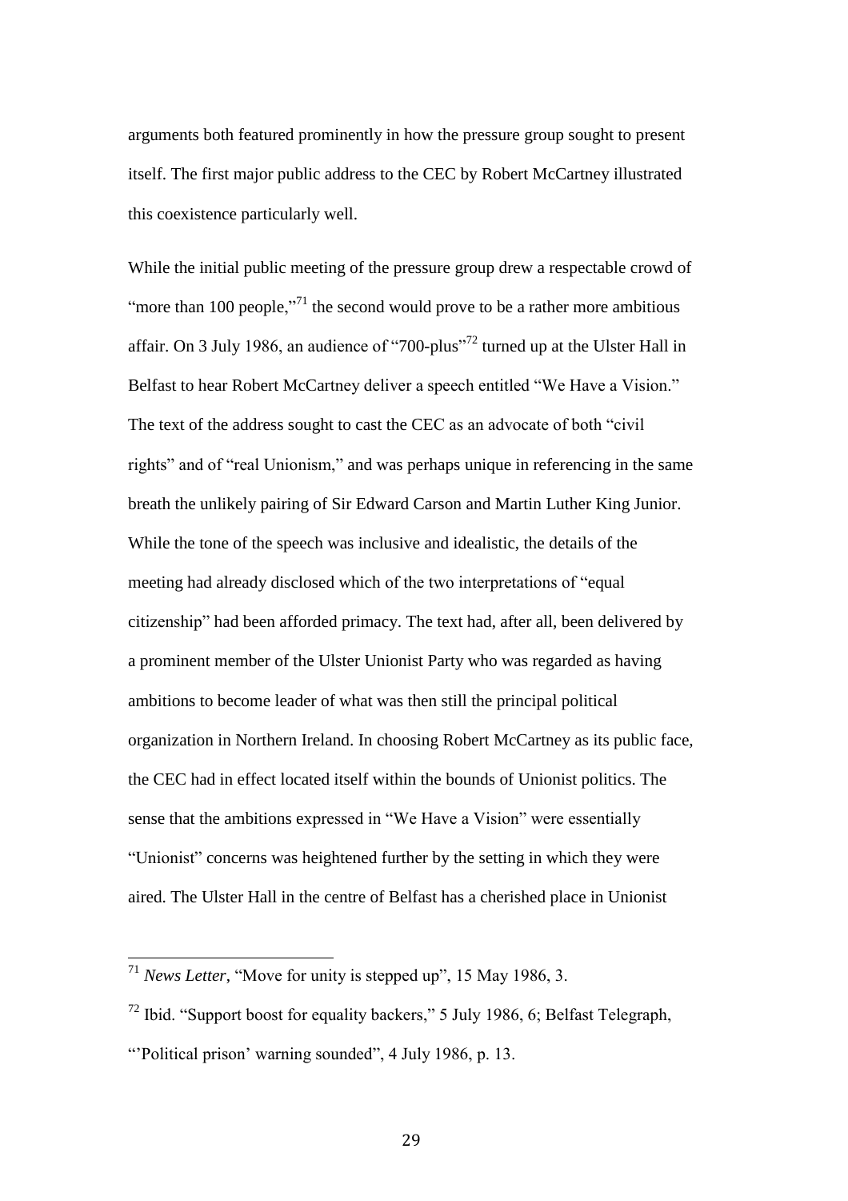arguments both featured prominently in how the pressure group sought to present itself. The first major public address to the CEC by Robert McCartney illustrated this coexistence particularly well.

While the initial public meeting of the pressure group drew a respectable crowd of "more than 100 people,"[71] the second would prove to be a rather more ambitious affair. On 3 July 1986, an audience of "700-plus"[72] turned up at the Ulster Hall in Belfast to hear Robert McCartney deliver a speech entitled "We Have a Vision." The text of the address sought to cast the CEC as an advocate of both "civil rights" and of "real Unionism," and was perhaps unique in referencing in the same breath the unlikely pairing of Sir Edward Carson and Martin Luther King Junior. While the tone of the speech was inclusive and idealistic, the details of the meeting had already disclosed which of the two interpretations of "equal citizenship" had been afforded primacy. The text had, after all, been delivered by a prominent member of the Ulster Unionist Party who was regarded as having ambitions to become leader of what was then still the principal political organization in Northern Ireland. In choosing Robert McCartney as its public face, the CEC had in effect located itself within the bounds of Unionist politics. The sense that the ambitions expressed in "We Have a Vision" were essentially "Unionist" concerns was heightened further by the setting in which they were aired. The Ulster Hall in the centre of Belfast has a cherished place in Unionist

---

[71] *News Letter*, "Move for unity is stepped up", 15 May 1986, 3.

[72] Ibid. "Support boost for equality backers," 5 July 1986, 6; Belfast Telegraph, "'Political prison' warning sounded", 4 July 1986, p. 13.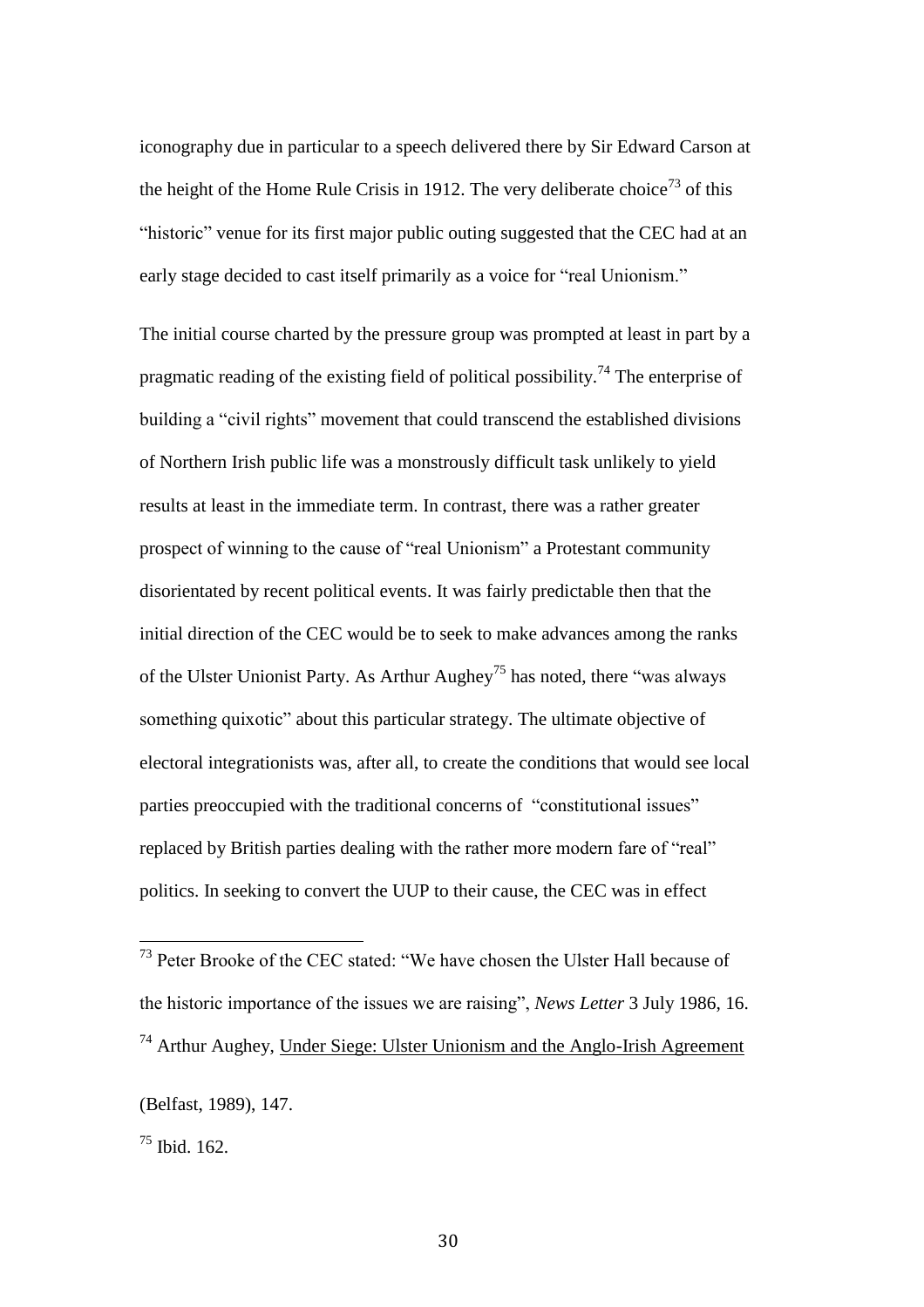iconography due in particular to a speech delivered there by Sir Edward Carson at the height of the Home Rule Crisis in 1912. The very deliberate choice[73] of this "historic" venue for its first major public outing suggested that the CEC had at an early stage decided to cast itself primarily as a voice for "real Unionism."

The initial course charted by the pressure group was prompted at least in part by a pragmatic reading of the existing field of political possibility.[74] The enterprise of building a "civil rights" movement that could transcend the established divisions of Northern Irish public life was a monstrously difficult task unlikely to yield results at least in the immediate term. In contrast, there was a rather greater prospect of winning to the cause of "real Unionism" a Protestant community disorientated by recent political events. It was fairly predictable then that the initial direction of the CEC would be to seek to make advances among the ranks of the Ulster Unionist Party. As Arthur Aughey[75] has noted, there "was always something quixotic" about this particular strategy. The ultimate objective of electoral integrationists was, after all, to create the conditions that would see local parties preoccupied with the traditional concerns of "constitutional issues" replaced by British parties dealing with the rather more modern fare of "real" politics. In seeking to convert the UUP to their cause, the CEC was in effect

---

[73] Peter Brooke of the CEC stated: "We have chosen the Ulster Hall because of the historic importance of the issues we are raising", *News Letter* 3 July 1986, 16.

[74] Arthur Aughey, Under Siege: Ulster Unionism and the Anglo-Irish Agreement (Belfast, 1989), 147.

[75] Ibid. 162.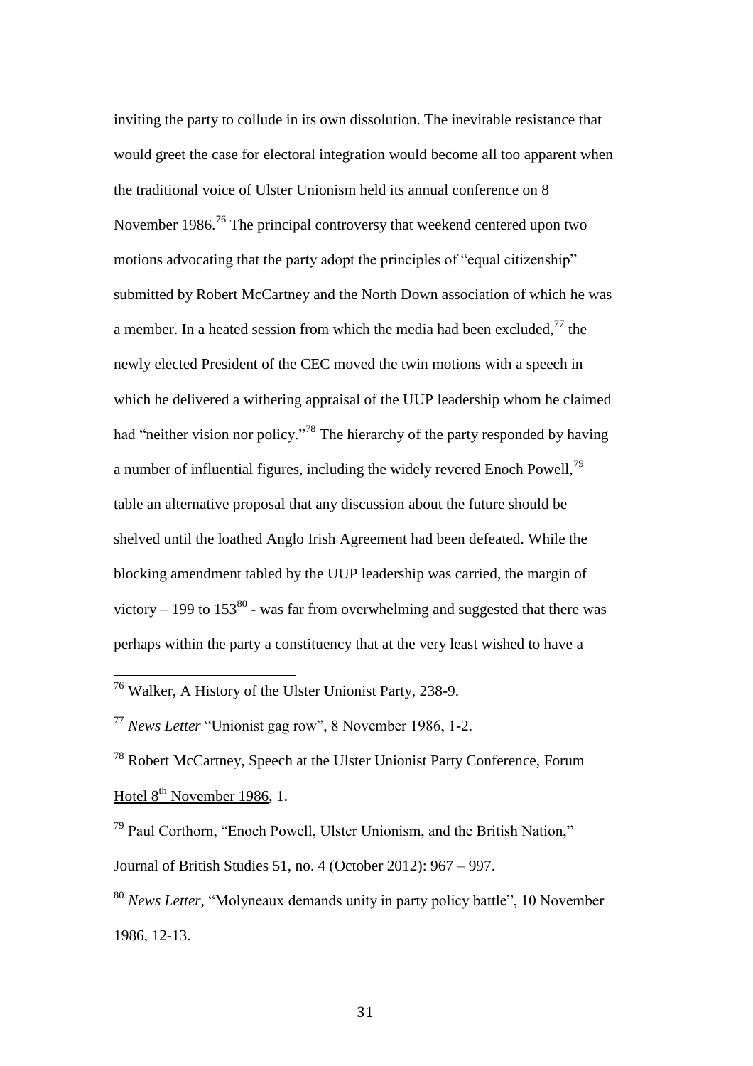inviting the party to collude in its own dissolution. The inevitable resistance that would greet the case for electoral integration would become all too apparent when the traditional voice of Ulster Unionism held its annual conference on 8 November 1986.[76] The principal controversy that weekend centered upon two motions advocating that the party adopt the principles of "equal citizenship" submitted by Robert McCartney and the North Down association of which he was a member. In a heated session from which the media had been excluded,[77] the newly elected President of the CEC moved the twin motions with a speech in which he delivered a withering appraisal of the UUP leadership whom he claimed had "neither vision nor policy."[78] The hierarchy of the party responded by having a number of influential figures, including the widely revered Enoch Powell,[79] table an alternative proposal that any discussion about the future should be shelved until the loathed Anglo Irish Agreement had been defeated. While the blocking amendment tabled by the UUP leadership was carried, the margin of victory – 199 to 153[80] - was far from overwhelming and suggested that there was perhaps within the party a constituency that at the very least wished to have a

---

[76] Walker, A History of the Ulster Unionist Party, 238-9.

[77] *News Letter* "Unionist gag row", 8 November 1986, 1-2.

[78] Robert McCartney, Speech at the Ulster Unionist Party Conference, Forum Hotel 8th November 1986, 1.

[79] Paul Corthorn, "Enoch Powell, Ulster Unionism, and the British Nation," Journal of British Studies 51, no. 4 (October 2012): 967 – 997.

[80] *News Letter*, "Molyneaux demands unity in party policy battle", 10 November 1986, 12-13.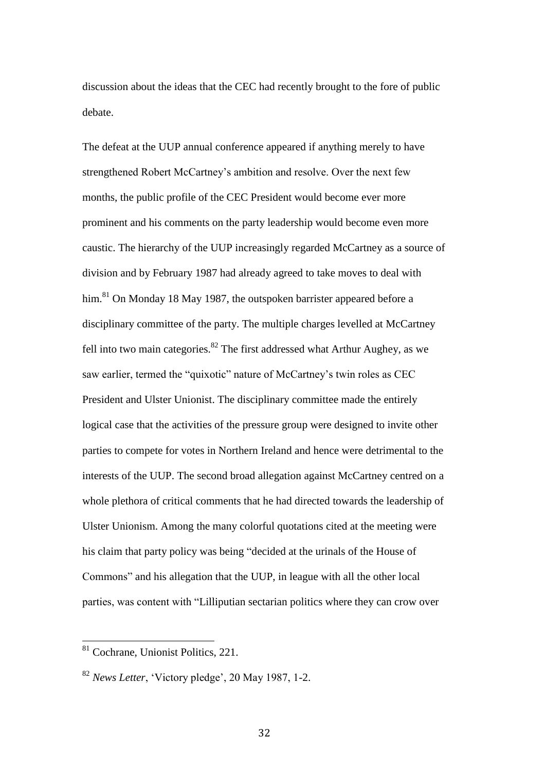discussion about the ideas that the CEC had recently brought to the fore of public debate.

The defeat at the UUP annual conference appeared if anything merely to have strengthened Robert McCartney's ambition and resolve. Over the next few months, the public profile of the CEC President would become ever more prominent and his comments on the party leadership would become even more caustic. The hierarchy of the UUP increasingly regarded McCartney as a source of division and by February 1987 had already agreed to take moves to deal with him.[81] On Monday 18 May 1987, the outspoken barrister appeared before a disciplinary committee of the party. The multiple charges levelled at McCartney fell into two main categories.[82] The first addressed what Arthur Aughey, as we saw earlier, termed the "quixotic" nature of McCartney's twin roles as CEC President and Ulster Unionist. The disciplinary committee made the entirely logical case that the activities of the pressure group were designed to invite other parties to compete for votes in Northern Ireland and hence were detrimental to the interests of the UUP. The second broad allegation against McCartney centred on a whole plethora of critical comments that he had directed towards the leadership of Ulster Unionism. Among the many colorful quotations cited at the meeting were his claim that party policy was being "decided at the urinals of the House of Commons" and his allegation that the UUP, in league with all the other local parties, was content with "Lilliputian sectarian politics where they can crow over

---

[81] Cochrane, Unionist Politics, 221.

[82] *News Letter*, 'Victory pledge', 20 May 1987, 1-2.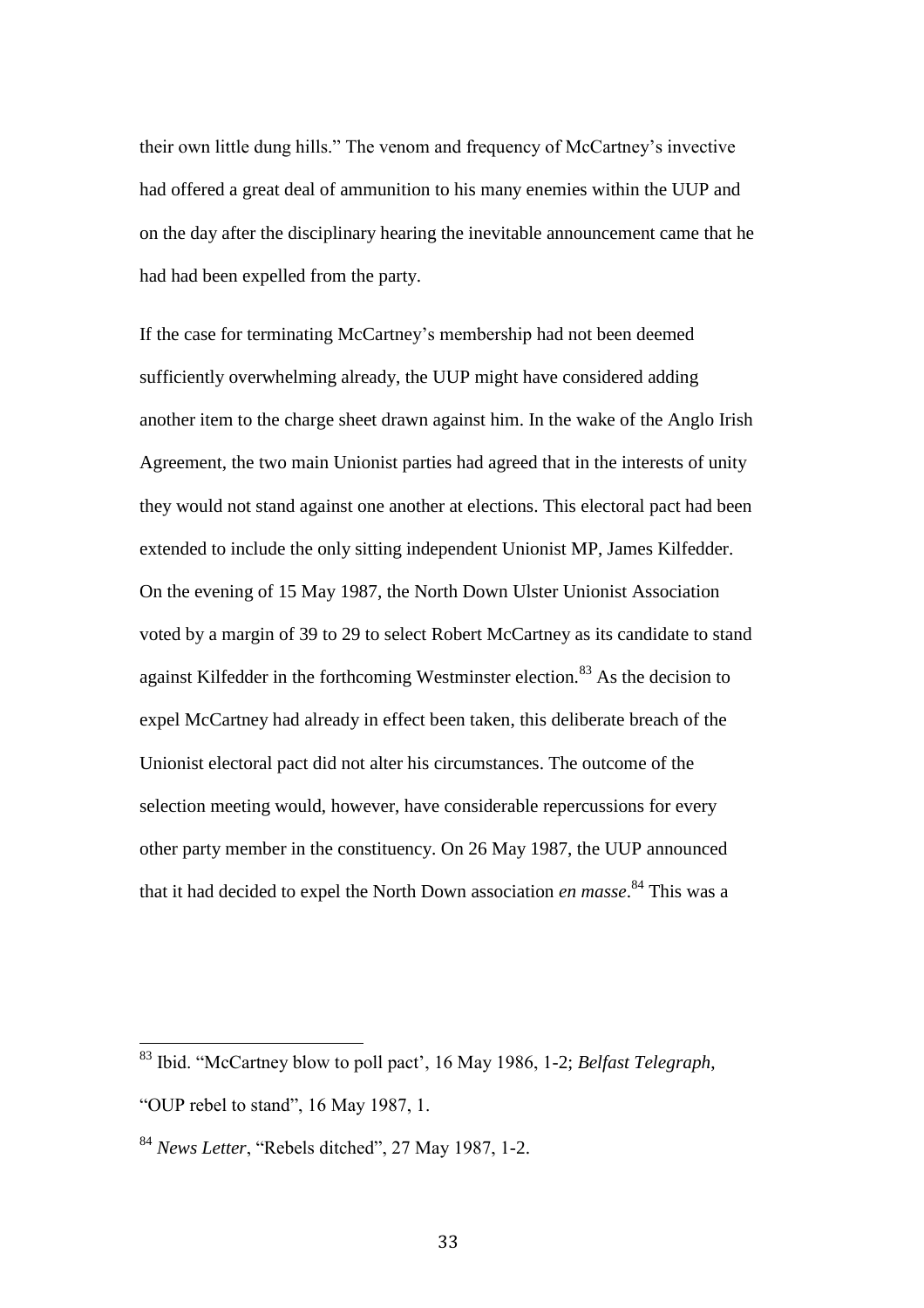their own little dung hills." The venom and frequency of McCartney's invective had offered a great deal of ammunition to his many enemies within the UUP and on the day after the disciplinary hearing the inevitable announcement came that he had had been expelled from the party.

If the case for terminating McCartney's membership had not been deemed sufficiently overwhelming already, the UUP might have considered adding another item to the charge sheet drawn against him. In the wake of the Anglo Irish Agreement, the two main Unionist parties had agreed that in the interests of unity they would not stand against one another at elections. This electoral pact had been extended to include the only sitting independent Unionist MP, James Kilfedder. On the evening of 15 May 1987, the North Down Ulster Unionist Association voted by a margin of 39 to 29 to select Robert McCartney as its candidate to stand against Kilfedder in the forthcoming Westminster election.[83] As the decision to expel McCartney had already in effect been taken, this deliberate breach of the Unionist electoral pact did not alter his circumstances. The outcome of the selection meeting would, however, have considerable repercussions for every other party member in the constituency. On 26 May 1987, the UUP announced that it had decided to expel the North Down association *en masse*.[84] This was a

---

[83] Ibid. "McCartney blow to poll pact', 16 May 1986, 1-2; *Belfast Telegraph*, "OUP rebel to stand", 16 May 1987, 1.

[84] *News Letter*, "Rebels ditched", 27 May 1987, 1-2.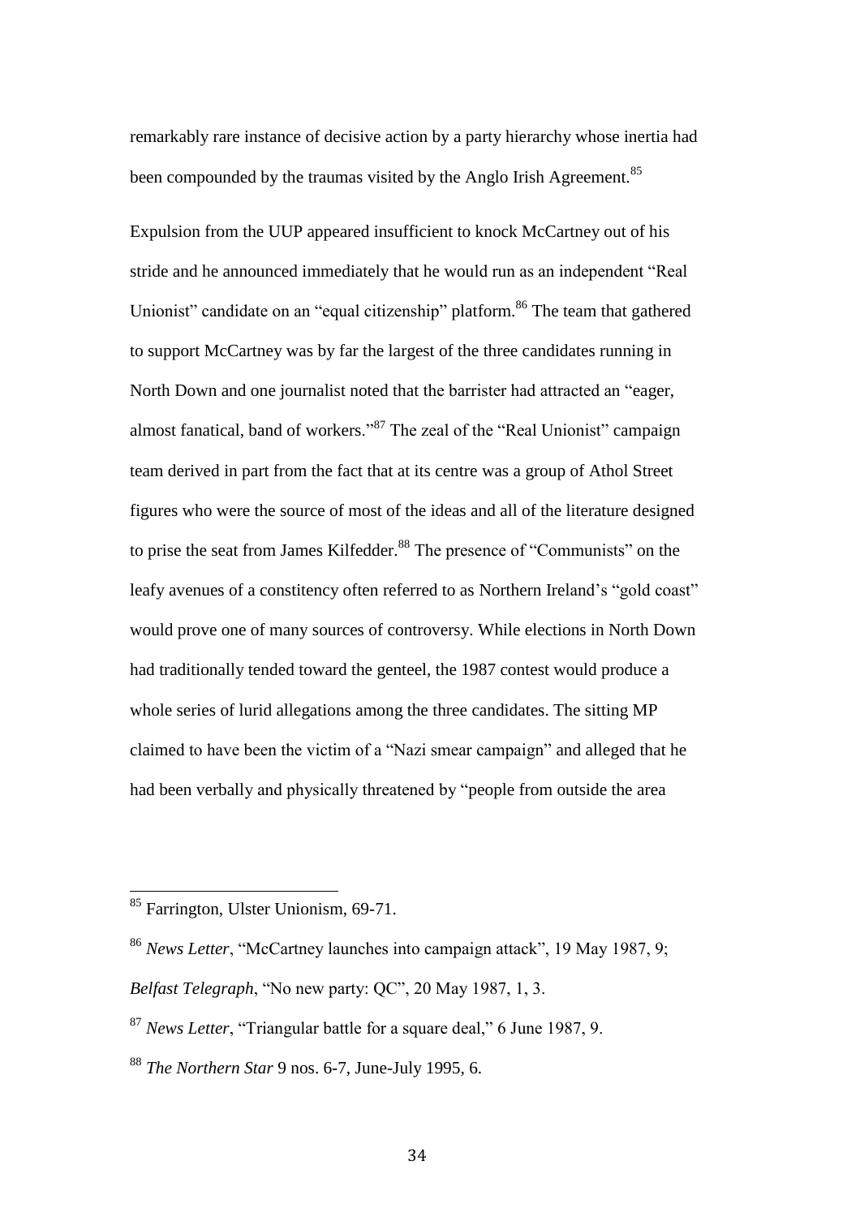remarkably rare instance of decisive action by a party hierarchy whose inertia had been compounded by the traumas visited by the Anglo Irish Agreement.[85]

Expulsion from the UUP appeared insufficient to knock McCartney out of his stride and he announced immediately that he would run as an independent "Real Unionist" candidate on an "equal citizenship" platform.[86] The team that gathered to support McCartney was by far the largest of the three candidates running in North Down and one journalist noted that the barrister had attracted an "eager, almost fanatical, band of workers."[87] The zeal of the "Real Unionist" campaign team derived in part from the fact that at its centre was a group of Athol Street figures who were the source of most of the ideas and all of the literature designed to prise the seat from James Kilfedder.[88] The presence of "Communists" on the leafy avenues of a constitency often referred to as Northern Ireland's "gold coast" would prove one of many sources of controversy. While elections in North Down had traditionally tended toward the genteel, the 1987 contest would produce a whole series of lurid allegations among the three candidates. The sitting MP claimed to have been the victim of a "Nazi smear campaign" and alleged that he had been verbally and physically threatened by "people from outside the area

---

[85] Farrington, Ulster Unionism, 69-71.

[86] *News Letter*, "McCartney launches into campaign attack", 19 May 1987, 9; *Belfast Telegraph*, "No new party: QC", 20 May 1987, 1, 3.

[87] *News Letter*, "Triangular battle for a square deal," 6 June 1987, 9.

[88] *The Northern Star* 9 nos. 6-7, June-July 1995, 6.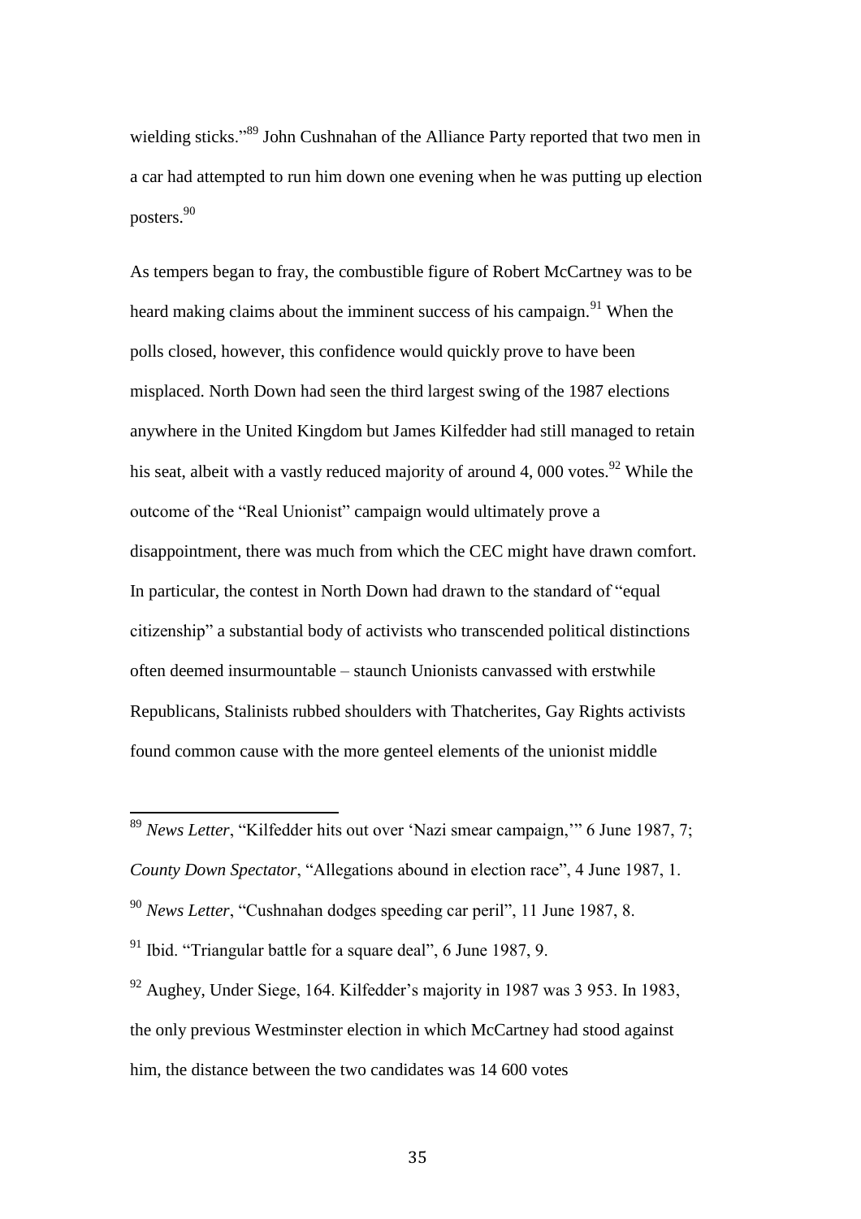wielding sticks."[89] John Cushnahan of the Alliance Party reported that two men in a car had attempted to run him down one evening when he was putting up election posters.[90]

As tempers began to fray, the combustible figure of Robert McCartney was to be heard making claims about the imminent success of his campaign.[91] When the polls closed, however, this confidence would quickly prove to have been misplaced. North Down had seen the third largest swing of the 1987 elections anywhere in the United Kingdom but James Kilfedder had still managed to retain his seat, albeit with a vastly reduced majority of around 4, 000 votes.[92] While the outcome of the "Real Unionist" campaign would ultimately prove a disappointment, there was much from which the CEC might have drawn comfort. In particular, the contest in North Down had drawn to the standard of "equal citizenship" a substantial body of activists who transcended political distinctions often deemed insurmountable – staunch Unionists canvassed with erstwhile Republicans, Stalinists rubbed shoulders with Thatcherites, Gay Rights activists found common cause with the more genteel elements of the unionist middle

---

[89] *News Letter*, "Kilfedder hits out over 'Nazi smear campaign,'" 6 June 1987, 7; *County Down Spectator*, "Allegations abound in election race", 4 June 1987, 1.

[90] *News Letter*, "Cushnahan dodges speeding car peril", 11 June 1987, 8.

[91] Ibid. "Triangular battle for a square deal", 6 June 1987, 9.

[92] Aughey, Under Siege, 164. Kilfedder's majority in 1987 was 3 953. In 1983, the only previous Westminster election in which McCartney had stood against him, the distance between the two candidates was 14 600 votes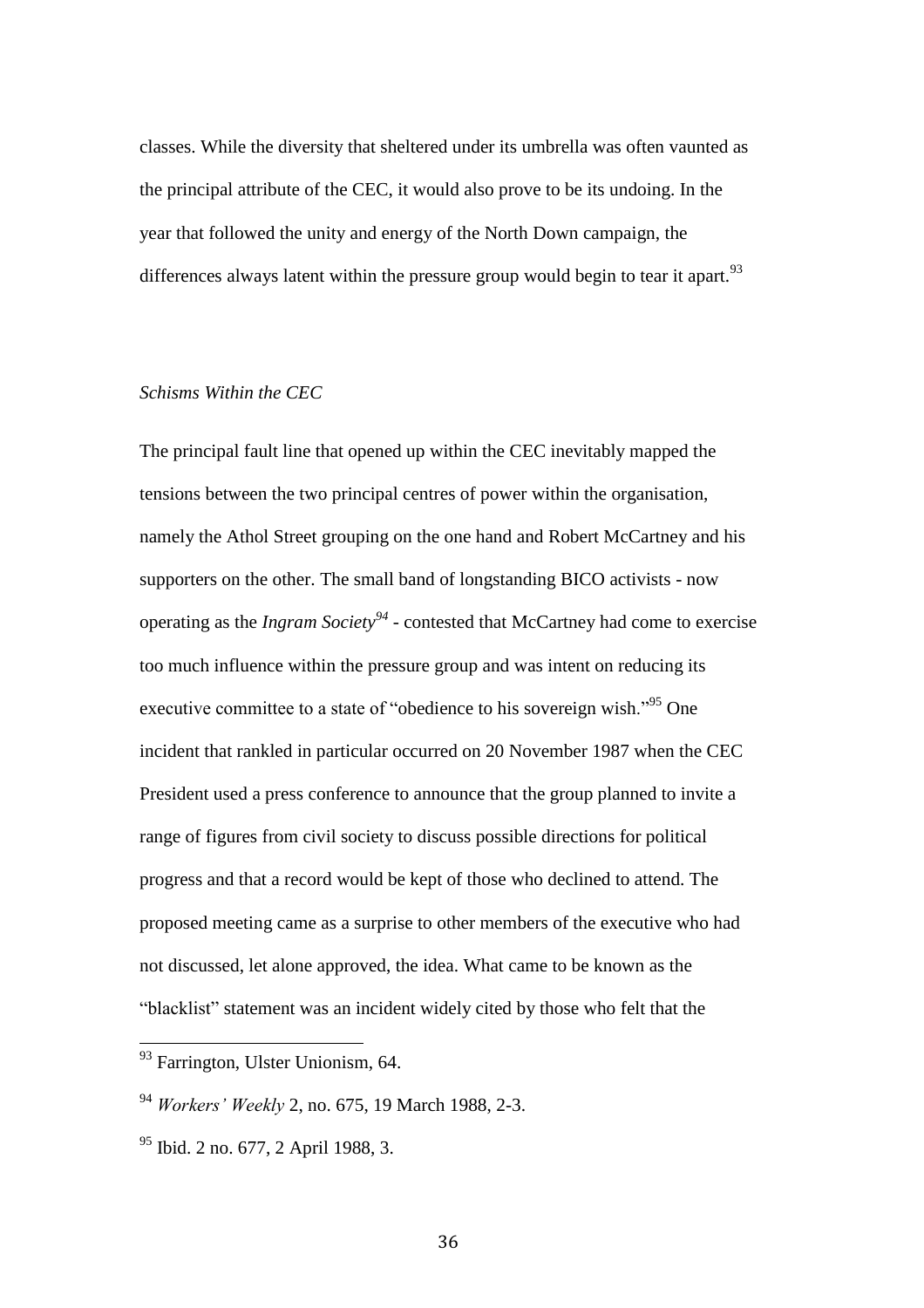classes. While the diversity that sheltered under its umbrella was often vaunted as the principal attribute of the CEC, it would also prove to be its undoing. In the year that followed the unity and energy of the North Down campaign, the differences always latent within the pressure group would begin to tear it apart.[93]

*Schisms Within the CEC*

The principal fault line that opened up within the CEC inevitably mapped the tensions between the two principal centres of power within the organisation, namely the Athol Street grouping on the one hand and Robert McCartney and his supporters on the other. The small band of longstanding BICO activists - now operating as the *Ingram Society*[94] - contested that McCartney had come to exercise too much influence within the pressure group and was intent on reducing its executive committee to a state of "obedience to his sovereign wish."[95] One incident that rankled in particular occurred on 20 November 1987 when the CEC President used a press conference to announce that the group planned to invite a range of figures from civil society to discuss possible directions for political progress and that a record would be kept of those who declined to attend. The proposed meeting came as a surprise to other members of the executive who had not discussed, let alone approved, the idea. What came to be known as the "blacklist" statement was an incident widely cited by those who felt that the

---

[93] Farrington, Ulster Unionism, 64.

[94] *Workers' Weekly* 2, no. 675, 19 March 1988, 2-3.

[95] Ibid. 2 no. 677, 2 April 1988, 3.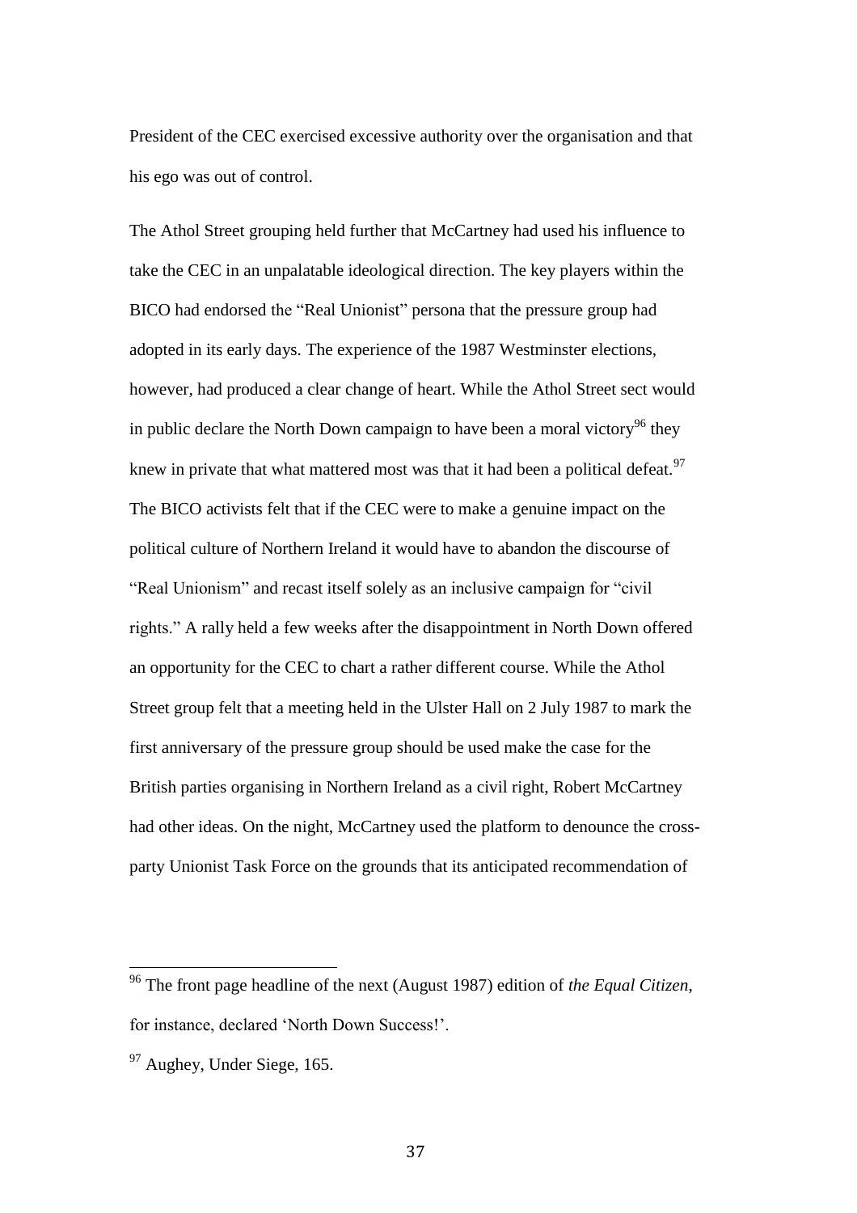President of the CEC exercised excessive authority over the organisation and that his ego was out of control.

The Athol Street grouping held further that McCartney had used his influence to take the CEC in an unpalatable ideological direction. The key players within the BICO had endorsed the "Real Unionist" persona that the pressure group had adopted in its early days. The experience of the 1987 Westminster elections, however, had produced a clear change of heart. While the Athol Street sect would in public declare the North Down campaign to have been a moral victory[96] they knew in private that what mattered most was that it had been a political defeat.[97] The BICO activists felt that if the CEC were to make a genuine impact on the political culture of Northern Ireland it would have to abandon the discourse of "Real Unionism" and recast itself solely as an inclusive campaign for "civil rights." A rally held a few weeks after the disappointment in North Down offered an opportunity for the CEC to chart a rather different course. While the Athol Street group felt that a meeting held in the Ulster Hall on 2 July 1987 to mark the first anniversary of the pressure group should be used make the case for the British parties organising in Northern Ireland as a civil right, Robert McCartney had other ideas. On the night, McCartney used the platform to denounce the cross-party Unionist Task Force on the grounds that its anticipated recommendation of

---

[96] The front page headline of the next (August 1987) edition of *the Equal Citizen*, for instance, declared 'North Down Success!'.

[97] Aughey, Under Siege, 165.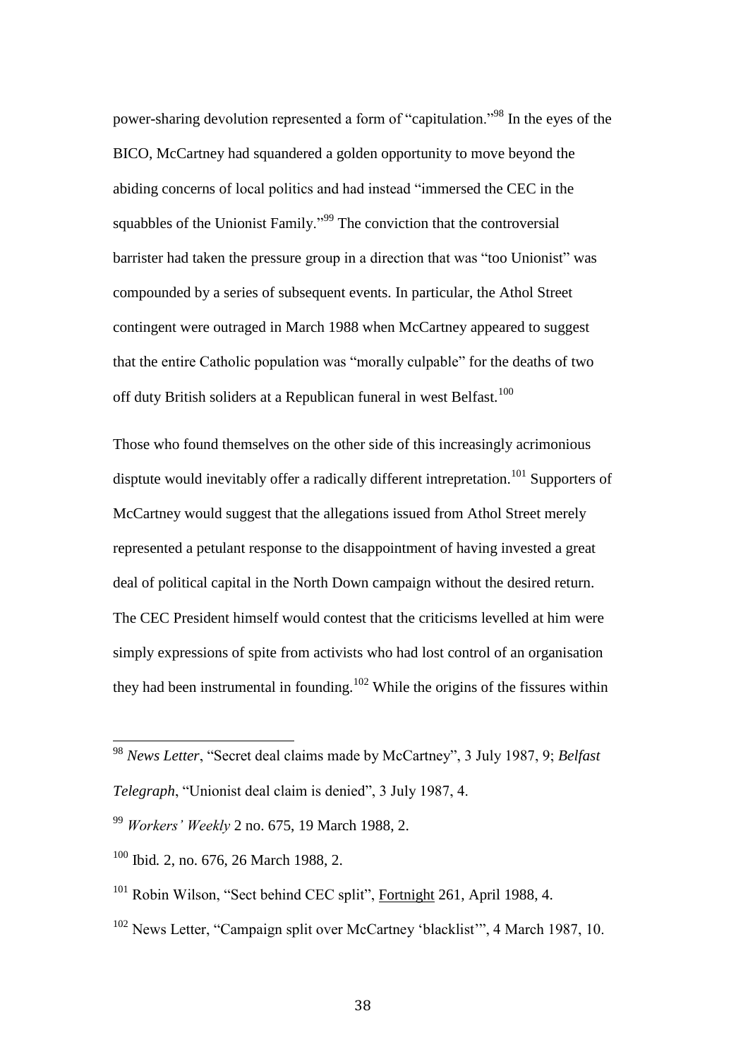power-sharing devolution represented a form of "capitulation."[98] In the eyes of the BICO, McCartney had squandered a golden opportunity to move beyond the abiding concerns of local politics and had instead "immersed the CEC in the squabbles of the Unionist Family."[99] The conviction that the controversial barrister had taken the pressure group in a direction that was "too Unionist" was compounded by a series of subsequent events. In particular, the Athol Street contingent were outraged in March 1988 when McCartney appeared to suggest that the entire Catholic population was "morally culpable" for the deaths of two off duty British soliders at a Republican funeral in west Belfast.[100]

Those who found themselves on the other side of this increasingly acrimonious disptute would inevitably offer a radically different intrepretation.[101] Supporters of McCartney would suggest that the allegations issued from Athol Street merely represented a petulant response to the disappointment of having invested a great deal of political capital in the North Down campaign without the desired return. The CEC President himself would contest that the criticisms levelled at him were simply expressions of spite from activists who had lost control of an organisation they had been instrumental in founding.[102] While the origins of the fissures within

---

[98] *News Letter*, "Secret deal claims made by McCartney", 3 July 1987, 9; *Belfast Telegraph*, "Unionist deal claim is denied", 3 July 1987, 4.

[99] *Workers' Weekly* 2 no. 675, 19 March 1988, 2.

[100] Ibid. 2, no. 676, 26 March 1988, 2.

[101] Robin Wilson, "Sect behind CEC split", Fortnight 261, April 1988, 4.

[102] News Letter, "Campaign split over McCartney 'blacklist'", 4 March 1987, 10.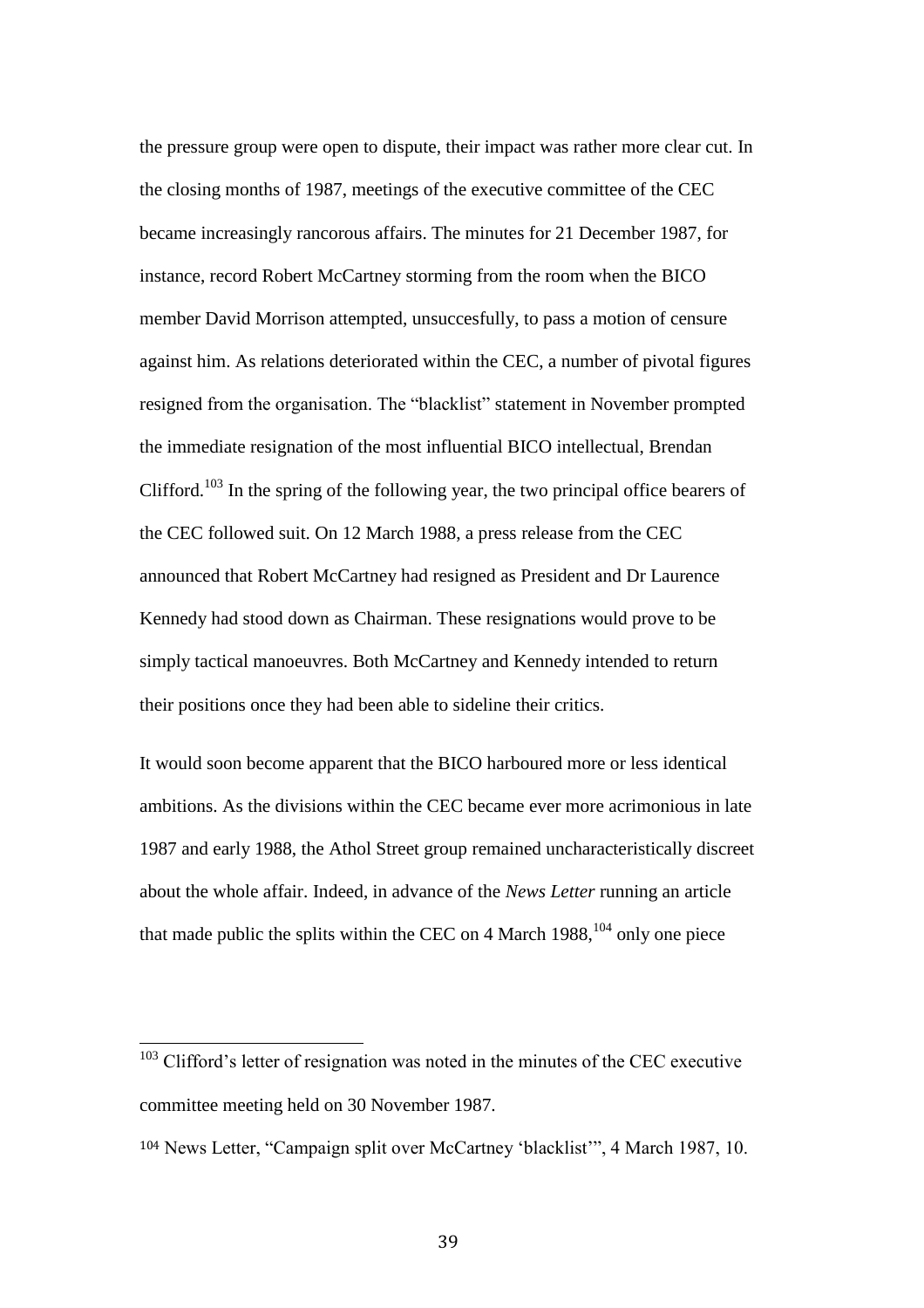the pressure group were open to dispute, their impact was rather more clear cut. In the closing months of 1987, meetings of the executive committee of the CEC became increasingly rancorous affairs. The minutes for 21 December 1987, for instance, record Robert McCartney storming from the room when the BICO member David Morrison attempted, unsuccesfully, to pass a motion of censure against him. As relations deteriorated within the CEC, a number of pivotal figures resigned from the organisation. The "blacklist" statement in November prompted the immediate resignation of the most influential BICO intellectual, Brendan Clifford.[103] In the spring of the following year, the two principal office bearers of the CEC followed suit. On 12 March 1988, a press release from the CEC announced that Robert McCartney had resigned as President and Dr Laurence Kennedy had stood down as Chairman. These resignations would prove to be simply tactical manoeuvres. Both McCartney and Kennedy intended to return their positions once they had been able to sideline their critics.

It would soon become apparent that the BICO harboured more or less identical ambitions. As the divisions within the CEC became ever more acrimonious in late 1987 and early 1988, the Athol Street group remained uncharacteristically discreet about the whole affair. Indeed, in advance of the *News Letter* running an article that made public the splits within the CEC on 4 March 1988,[104] only one piece

---

[103] Clifford's letter of resignation was noted in the minutes of the CEC executive committee meeting held on 30 November 1987.

[104] News Letter, "Campaign split over McCartney 'blacklist'", 4 March 1987, 10.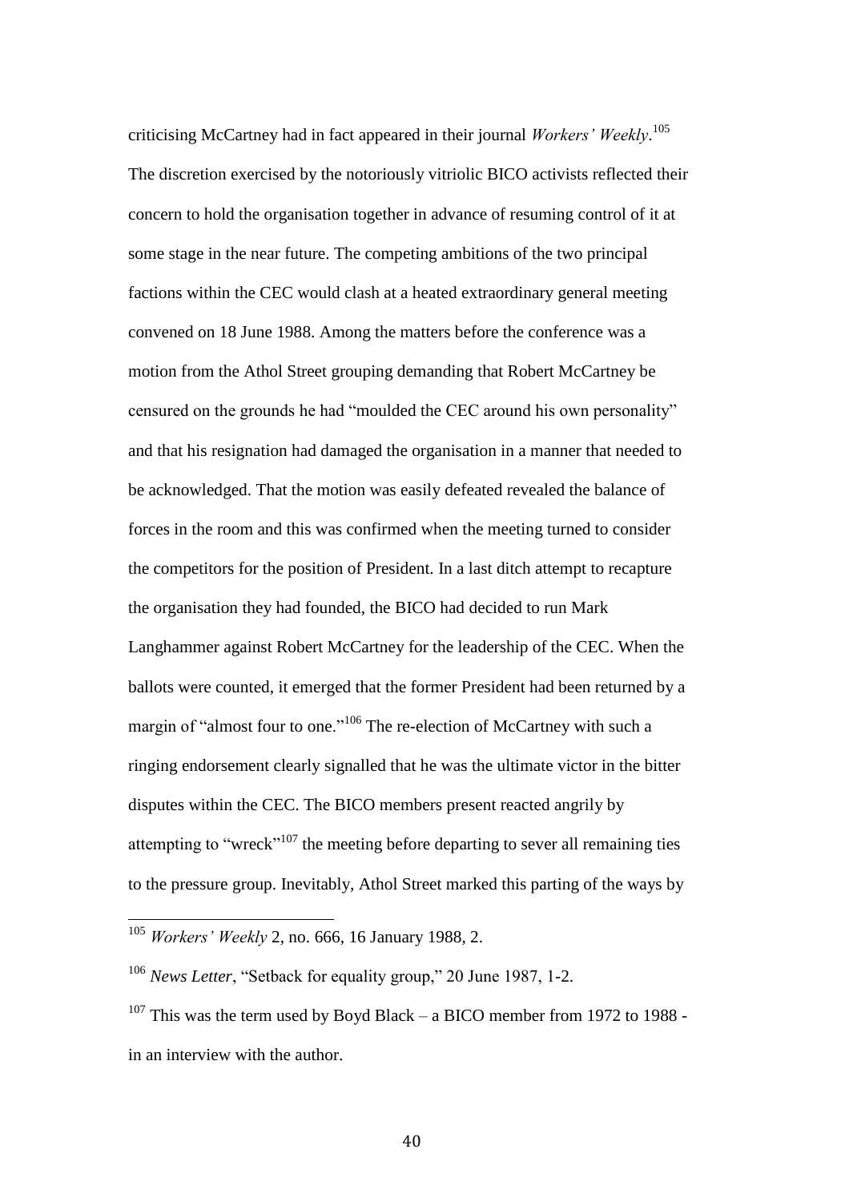criticising McCartney had in fact appeared in their journal *Workers' Weekly*.[105] The discretion exercised by the notoriously vitriolic BICO activists reflected their concern to hold the organisation together in advance of resuming control of it at some stage in the near future. The competing ambitions of the two principal factions within the CEC would clash at a heated extraordinary general meeting convened on 18 June 1988. Among the matters before the conference was a motion from the Athol Street grouping demanding that Robert McCartney be censured on the grounds he had "moulded the CEC around his own personality" and that his resignation had damaged the organisation in a manner that needed to be acknowledged. That the motion was easily defeated revealed the balance of forces in the room and this was confirmed when the meeting turned to consider the competitors for the position of President. In a last ditch attempt to recapture the organisation they had founded, the BICO had decided to run Mark Langhammer against Robert McCartney for the leadership of the CEC. When the ballots were counted, it emerged that the former President had been returned by a margin of "almost four to one."[106] The re-election of McCartney with such a ringing endorsement clearly signalled that he was the ultimate victor in the bitter disputes within the CEC. The BICO members present reacted angrily by attempting to "wreck"[107] the meeting before departing to sever all remaining ties to the pressure group. Inevitably, Athol Street marked this parting of the ways by

---

[105] *Workers' Weekly* 2, no. 666, 16 January 1988, 2.

[106] *News Letter*, "Setback for equality group," 20 June 1987, 1-2.

[107] This was the term used by Boyd Black – a BICO member from 1972 to 1988 - in an interview with the author.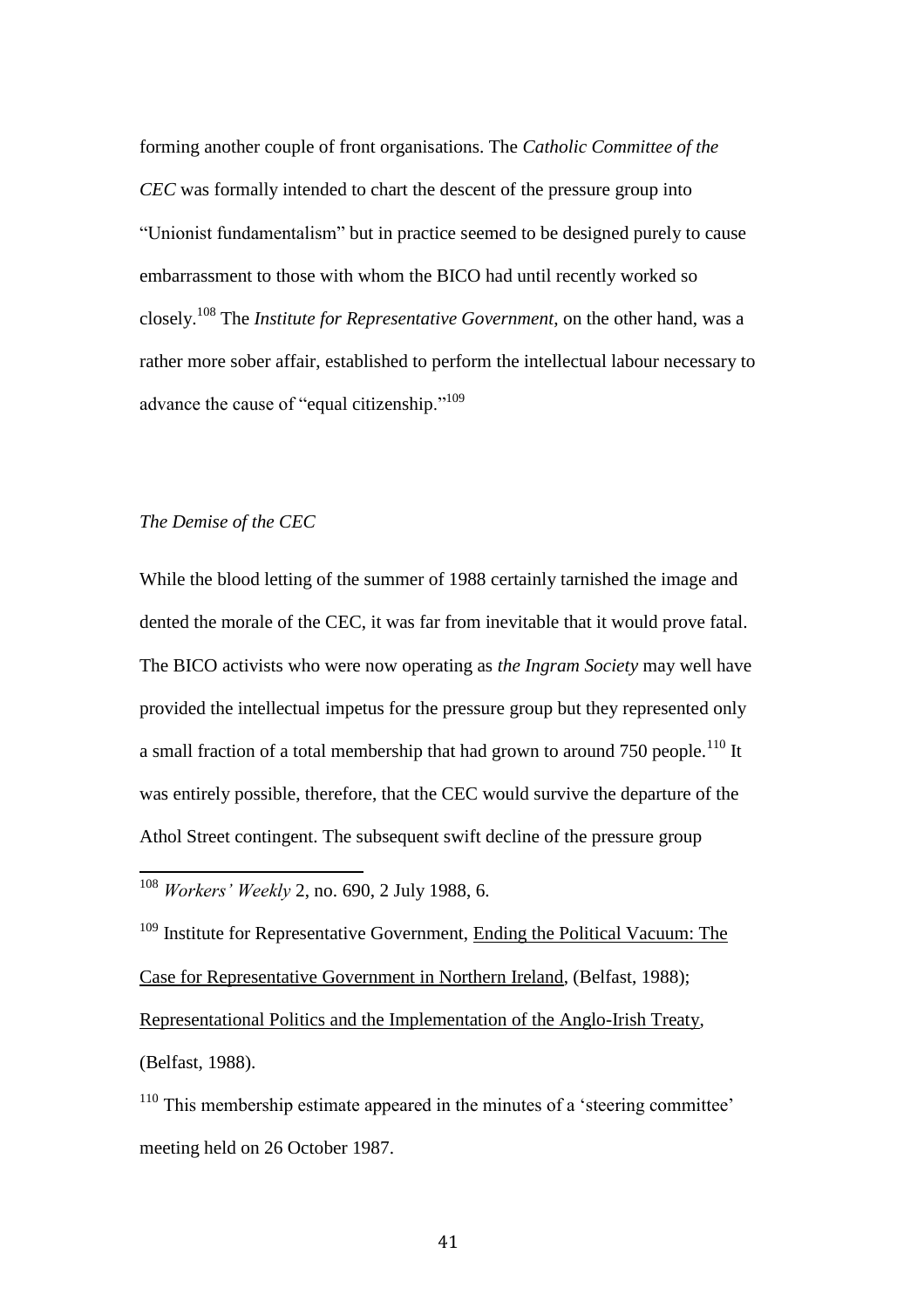forming another couple of front organisations. The *Catholic Committee of the CEC* was formally intended to chart the descent of the pressure group into "Unionist fundamentalism" but in practice seemed to be designed purely to cause embarrassment to those with whom the BICO had until recently worked so closely.[108] The *Institute for Representative Government*, on the other hand, was a rather more sober affair, established to perform the intellectual labour necessary to advance the cause of "equal citizenship."[109]

### *The Demise of the CEC*

While the blood letting of the summer of 1988 certainly tarnished the image and dented the morale of the CEC, it was far from inevitable that it would prove fatal. The BICO activists who were now operating as *the Ingram Society* may well have provided the intellectual impetus for the pressure group but they represented only a small fraction of a total membership that had grown to around 750 people.[110] It was entirely possible, therefore, that the CEC would survive the departure of the Athol Street contingent. The subsequent swift decline of the pressure group

---

[108] *Workers' Weekly* 2, no. 690, 2 July 1988, 6.

[109] Institute for Representative Government, Ending the Political Vacuum: The Case for Representative Government in Northern Ireland, (Belfast, 1988); Representational Politics and the Implementation of the Anglo-Irish Treaty, (Belfast, 1988).

[110] This membership estimate appeared in the minutes of a 'steering committee' meeting held on 26 October 1987.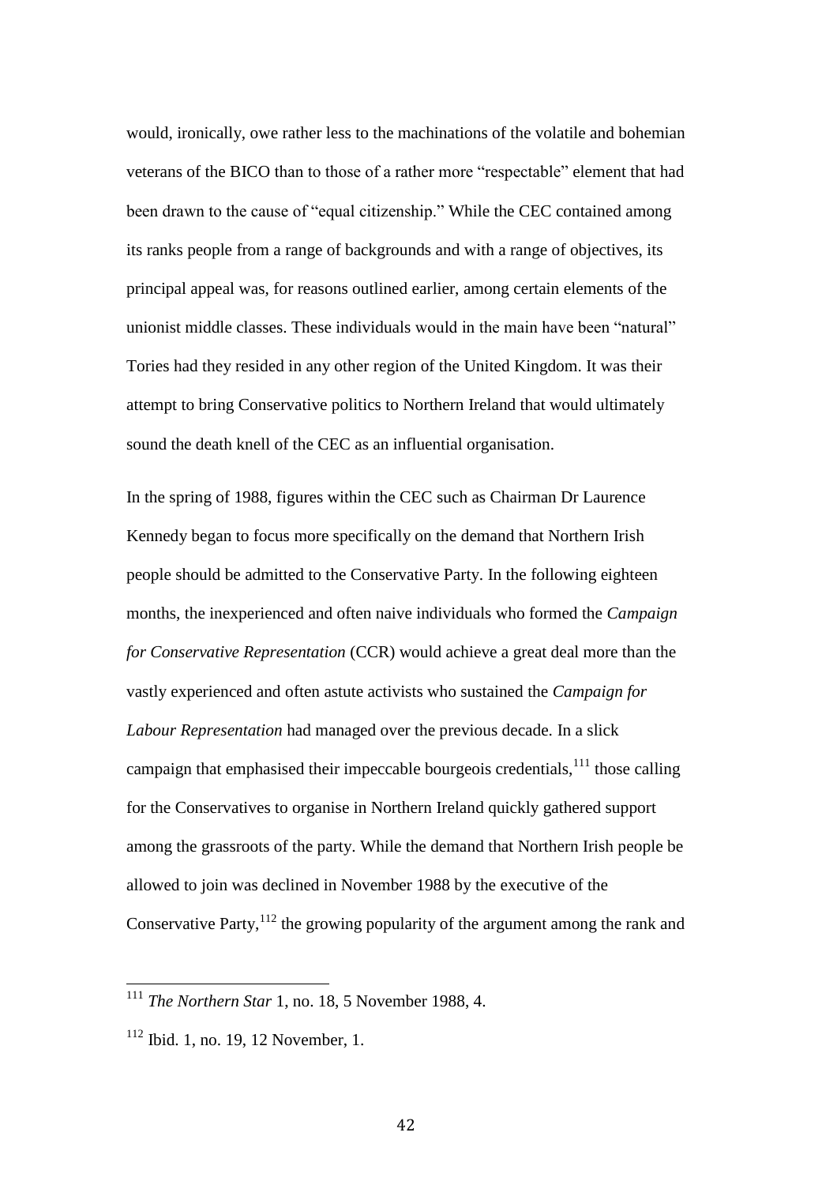would, ironically, owe rather less to the machinations of the volatile and bohemian veterans of the BICO than to those of a rather more "respectable" element that had been drawn to the cause of "equal citizenship." While the CEC contained among its ranks people from a range of backgrounds and with a range of objectives, its principal appeal was, for reasons outlined earlier, among certain elements of the unionist middle classes. These individuals would in the main have been "natural" Tories had they resided in any other region of the United Kingdom. It was their attempt to bring Conservative politics to Northern Ireland that would ultimately sound the death knell of the CEC as an influential organisation.

In the spring of 1988, figures within the CEC such as Chairman Dr Laurence Kennedy began to focus more specifically on the demand that Northern Irish people should be admitted to the Conservative Party. In the following eighteen months, the inexperienced and often naive individuals who formed the *Campaign for Conservative Representation* (CCR) would achieve a great deal more than the vastly experienced and often astute activists who sustained the *Campaign for Labour Representation* had managed over the previous decade. In a slick campaign that emphasised their impeccable bourgeois credentials,[111] those calling for the Conservatives to organise in Northern Ireland quickly gathered support among the grassroots of the party. While the demand that Northern Irish people be allowed to join was declined in November 1988 by the executive of the Conservative Party,[112] the growing popularity of the argument among the rank and

---

[111] *The Northern Star* 1, no. 18, 5 November 1988, 4.

[112] Ibid. 1, no. 19, 12 November, 1.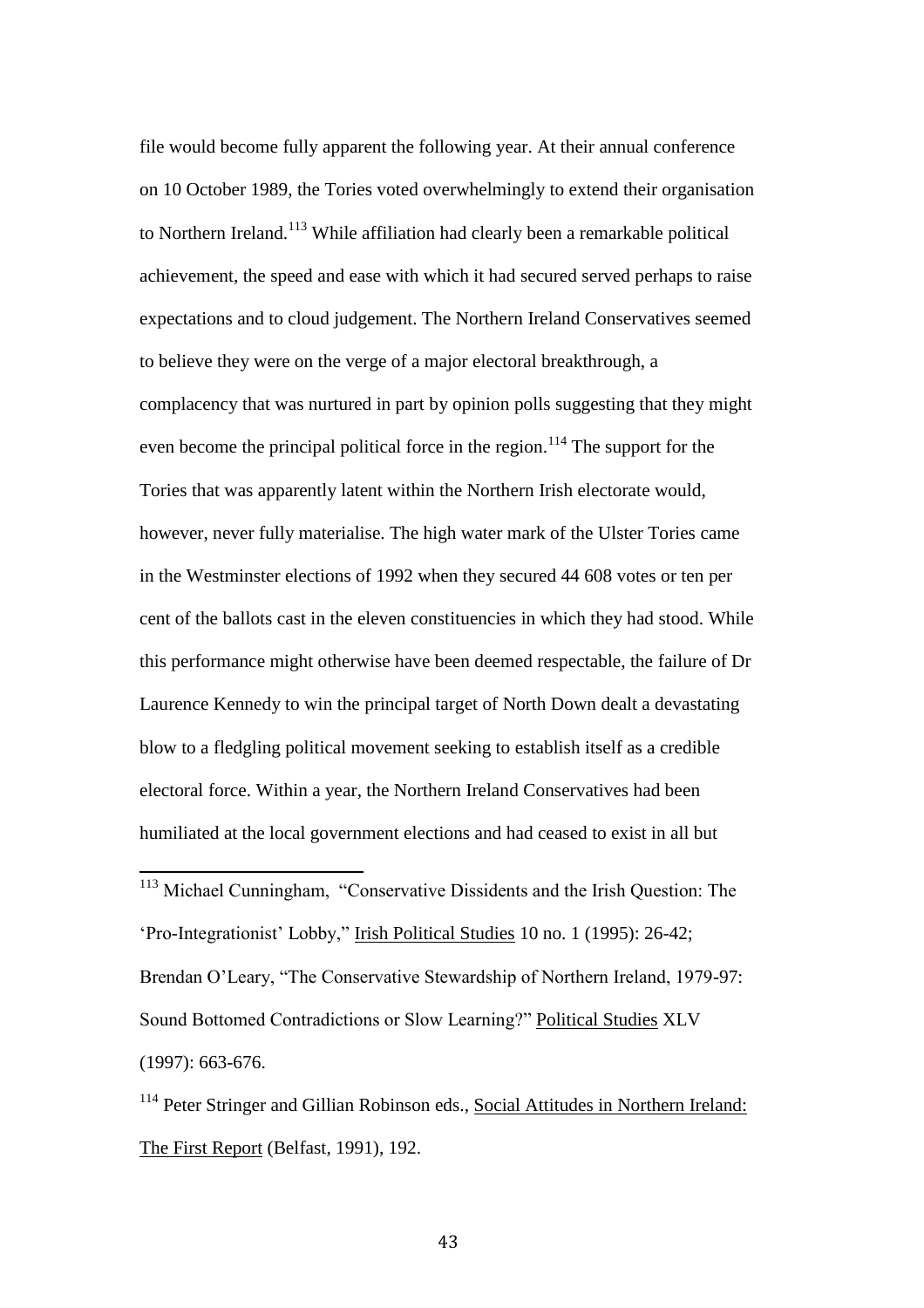file would become fully apparent the following year. At their annual conference on 10 October 1989, the Tories voted overwhelmingly to extend their organisation to Northern Ireland.[113] While affiliation had clearly been a remarkable political achievement, the speed and ease with which it had secured served perhaps to raise expectations and to cloud judgement. The Northern Ireland Conservatives seemed to believe they were on the verge of a major electoral breakthrough, a complacency that was nurtured in part by opinion polls suggesting that they might even become the principal political force in the region.[114] The support for the Tories that was apparently latent within the Northern Irish electorate would, however, never fully materialise. The high water mark of the Ulster Tories came in the Westminster elections of 1992 when they secured 44 608 votes or ten per cent of the ballots cast in the eleven constituencies in which they had stood. While this performance might otherwise have been deemed respectable, the failure of Dr Laurence Kennedy to win the principal target of North Down dealt a devastating blow to a fledgling political movement seeking to establish itself as a credible electoral force. Within a year, the Northern Ireland Conservatives had been humiliated at the local government elections and had ceased to exist in all but

---

[113] Michael Cunningham, "Conservative Dissidents and the Irish Question: The 'Pro-Integrationist' Lobby," Irish Political Studies 10 no. 1 (1995): 26-42; Brendan O'Leary, "The Conservative Stewardship of Northern Ireland, 1979-97: Sound Bottomed Contradictions or Slow Learning?" Political Studies XLV (1997): 663-676.

[114] Peter Stringer and Gillian Robinson eds., Social Attitudes in Northern Ireland: The First Report (Belfast, 1991), 192.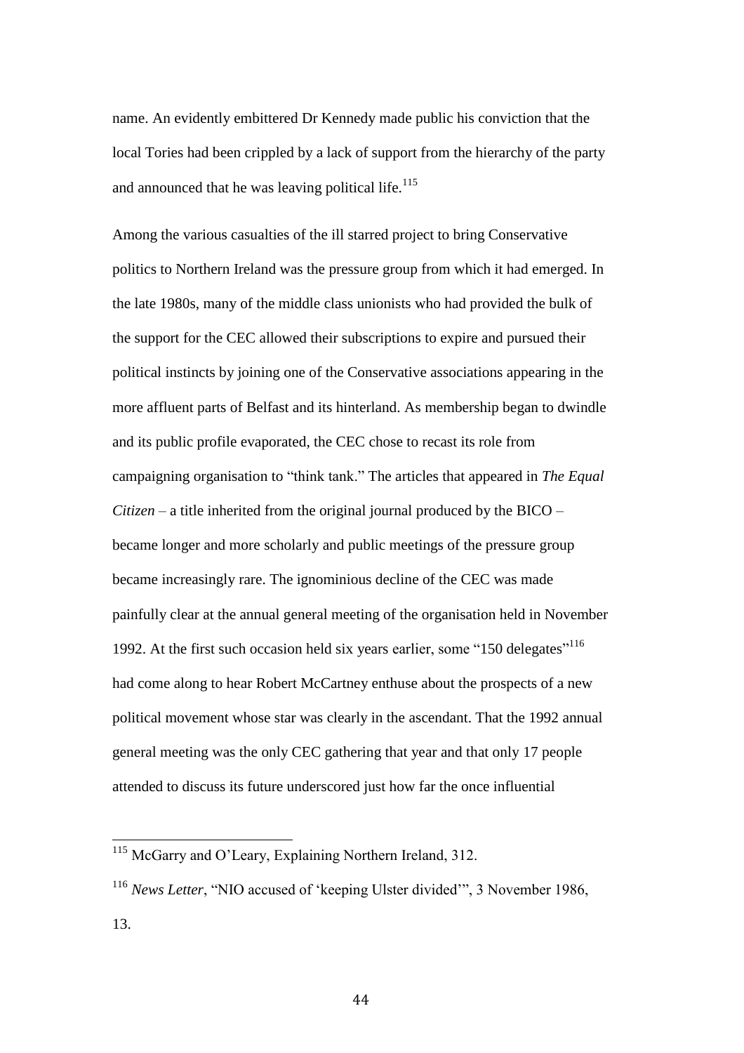name. An evidently embittered Dr Kennedy made public his conviction that the local Tories had been crippled by a lack of support from the hierarchy of the party and announced that he was leaving political life.[115]

Among the various casualties of the ill starred project to bring Conservative politics to Northern Ireland was the pressure group from which it had emerged. In the late 1980s, many of the middle class unionists who had provided the bulk of the support for the CEC allowed their subscriptions to expire and pursued their political instincts by joining one of the Conservative associations appearing in the more affluent parts of Belfast and its hinterland. As membership began to dwindle and its public profile evaporated, the CEC chose to recast its role from campaigning organisation to "think tank." The articles that appeared in *The Equal Citizen* – a title inherited from the original journal produced by the BICO – became longer and more scholarly and public meetings of the pressure group became increasingly rare. The ignominious decline of the CEC was made painfully clear at the annual general meeting of the organisation held in November 1992. At the first such occasion held six years earlier, some "150 delegates"[116] had come along to hear Robert McCartney enthuse about the prospects of a new political movement whose star was clearly in the ascendant. That the 1992 annual general meeting was the only CEC gathering that year and that only 17 people attended to discuss its future underscored just how far the once influential

---

[115] McGarry and O'Leary, Explaining Northern Ireland, 312.

[116] *News Letter*, "NIO accused of 'keeping Ulster divided'", 3 November 1986, 13.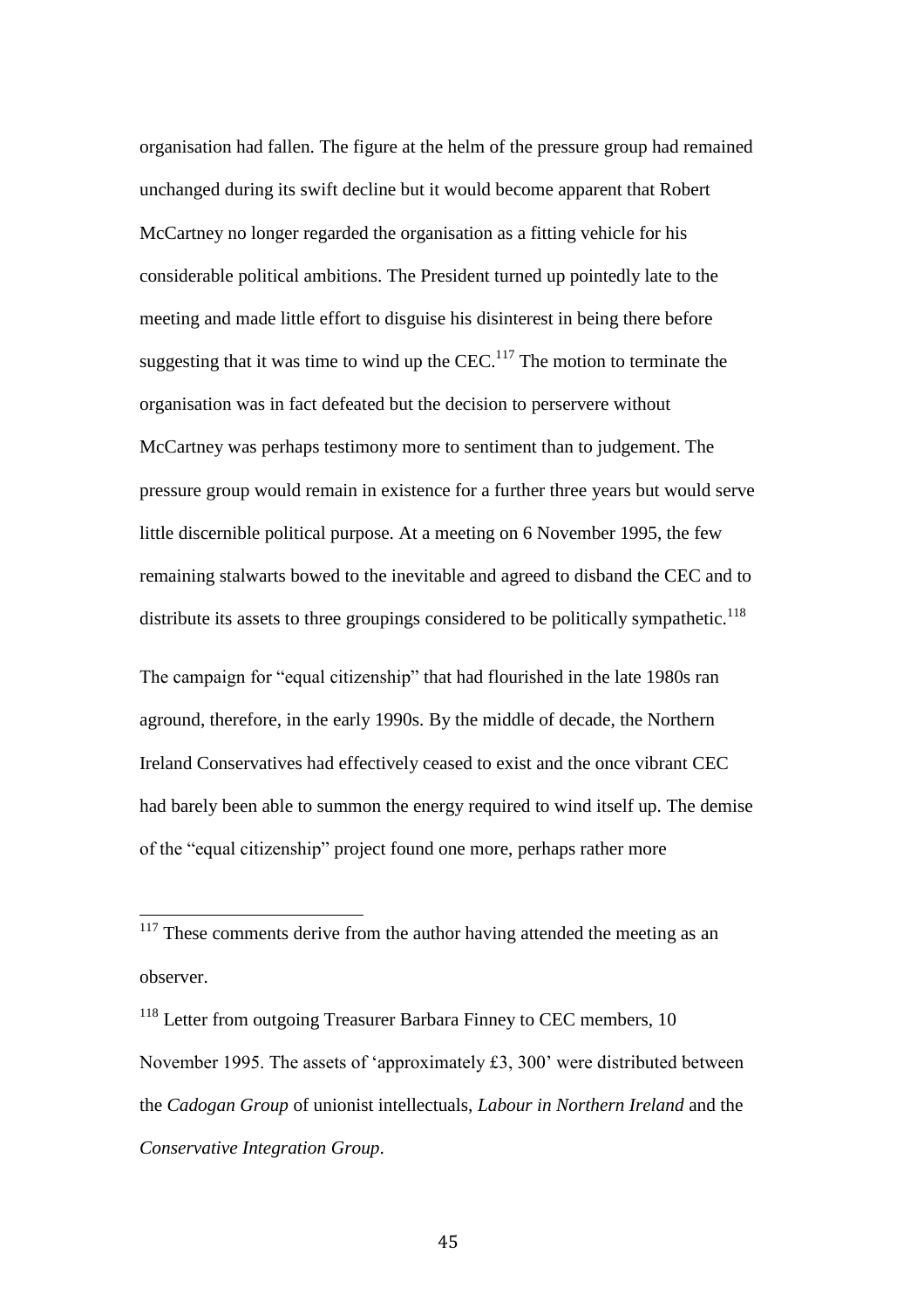organisation had fallen. The figure at the helm of the pressure group had remained unchanged during its swift decline but it would become apparent that Robert McCartney no longer regarded the organisation as a fitting vehicle for his considerable political ambitions. The President turned up pointedly late to the meeting and made little effort to disguise his disinterest in being there before suggesting that it was time to wind up the CEC.[117] The motion to terminate the organisation was in fact defeated but the decision to perservere without McCartney was perhaps testimony more to sentiment than to judgement. The pressure group would remain in existence for a further three years but would serve little discernible political purpose. At a meeting on 6 November 1995, the few remaining stalwarts bowed to the inevitable and agreed to disband the CEC and to distribute its assets to three groupings considered to be politically sympathetic.[118]

The campaign for "equal citizenship" that had flourished in the late 1980s ran aground, therefore, in the early 1990s. By the middle of decade, the Northern Ireland Conservatives had effectively ceased to exist and the once vibrant CEC had barely been able to summon the energy required to wind itself up. The demise of the "equal citizenship" project found one more, perhaps rather more

[117] These comments derive from the author having attended the meeting as an observer.

[118] Letter from outgoing Treasurer Barbara Finney to CEC members, 10 November 1995. The assets of 'approximately £3, 300' were distributed between the *Cadogan Group* of unionist intellectuals, *Labour in Northern Ireland* and the *Conservative Integration Group*.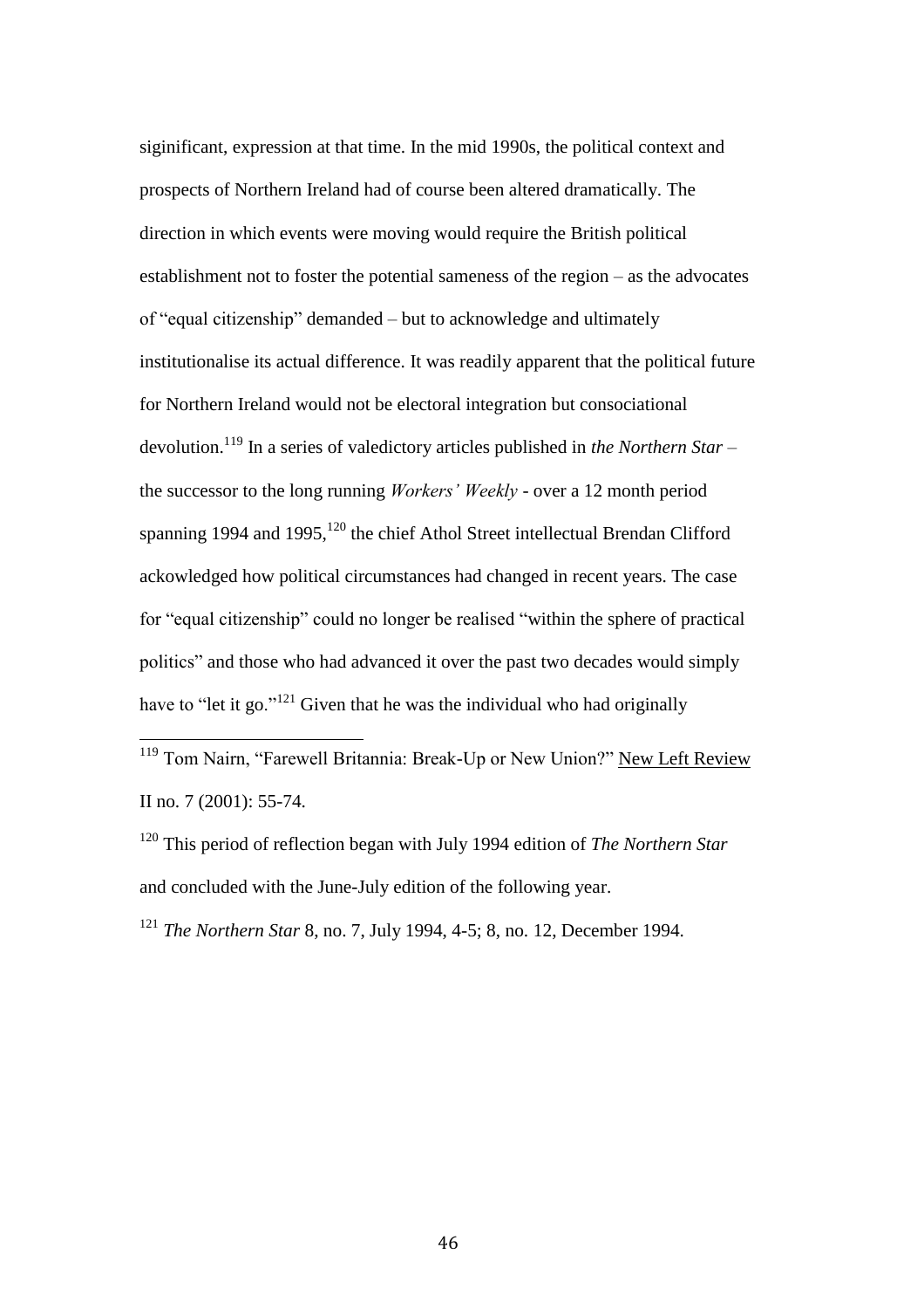siginificant, expression at that time. In the mid 1990s, the political context and prospects of Northern Ireland had of course been altered dramatically. The direction in which events were moving would require the British political establishment not to foster the potential sameness of the region – as the advocates of "equal citizenship" demanded – but to acknowledge and ultimately institutionalise its actual difference. It was readily apparent that the political future for Northern Ireland would not be electoral integration but consociational devolution.[119] In a series of valedictory articles published in *the Northern Star* – the successor to the long running *Workers' Weekly* - over a 12 month period spanning 1994 and 1995,[120] the chief Athol Street intellectual Brendan Clifford ackowledged how political circumstances had changed in recent years. The case for "equal citizenship" could no longer be realised "within the sphere of practical politics" and those who had advanced it over the past two decades would simply have to "let it go."[121] Given that he was the individual who had originally

---

[119] Tom Nairn, "Farewell Britannia: Break-Up or New Union?" New Left Review II no. 7 (2001): 55-74.

[120] This period of reflection began with July 1994 edition of *The Northern Star* and concluded with the June-July edition of the following year.

[121] *The Northern Star* 8, no. 7, July 1994, 4-5; 8, no. 12, December 1994.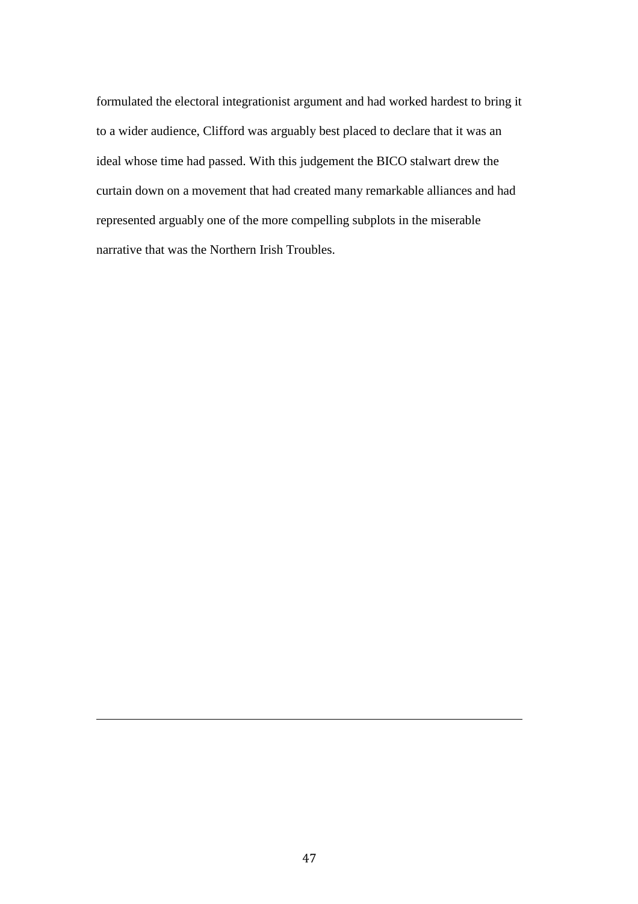formulated the electoral integrationist argument and had worked hardest to bring it to a wider audience, Clifford was arguably best placed to declare that it was an ideal whose time had passed. With this judgement the BICO stalwart drew the curtain down on a movement that had created many remarkable alliances and had represented arguably one of the more compelling subplots in the miserable narrative that was the Northern Irish Troubles.